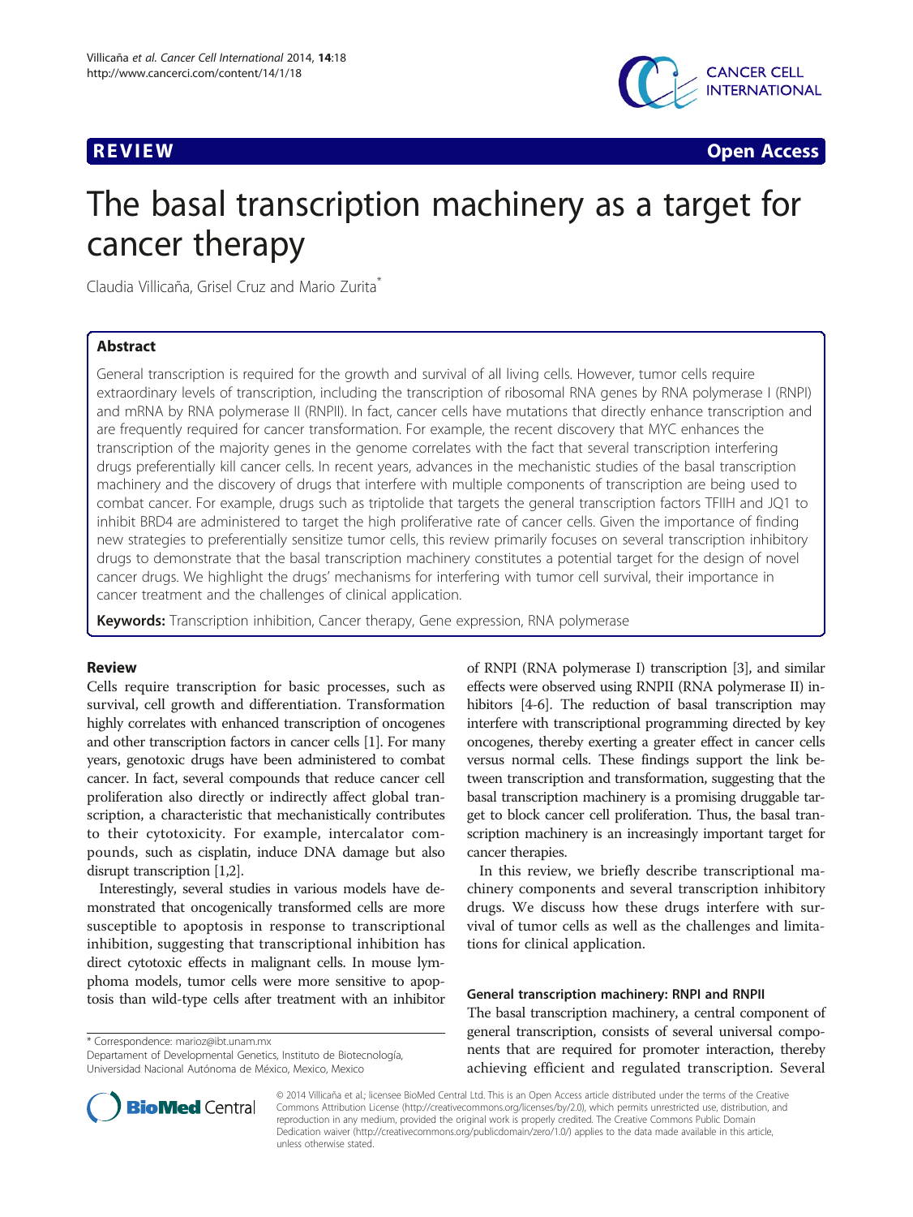**REVIEW** **Open Access**

# The basal transcription machinery as a target for cancer therapy

Claudia Villicaña, Grisel Cruz and Mario Zurita*

## Abstract

General transcription is required for the growth and survival of all living cells. However, tumor cells require extraordinary levels of transcription, including the transcription of ribosomal RNA genes by RNA polymerase I (RNPI) and mRNA by RNA polymerase II (RNPII). In fact, cancer cells have mutations that directly enhance transcription and are frequently required for cancer transformation. For example, the recent discovery that MYC enhances the transcription of the majority genes in the genome correlates with the fact that several transcription interfering drugs preferentially kill cancer cells. In recent years, advances in the mechanistic studies of the basal transcription machinery and the discovery of drugs that interfere with multiple components of transcription are being used to combat cancer. For example, drugs such as triptolide that targets the general transcription factors TFIIH and JQ1 to inhibit BRD4 are administered to target the high proliferative rate of cancer cells. Given the importance of finding new strategies to preferentially sensitize tumor cells, this review primarily focuses on several transcription inhibitory drugs to demonstrate that the basal transcription machinery constitutes a potential target for the design of novel cancer drugs. We highlight the drugs' mechanisms for interfering with tumor cell survival, their importance in cancer treatment and the challenges of clinical application.

**Keywords:** Transcription inhibition, Cancer therapy, Gene expression, RNA polymerase

## Review

Cells require transcription for basic processes, such as survival, cell growth and differentiation. Transformation highly correlates with enhanced transcription of oncogenes and other transcription factors in cancer cells [1]. For many years, genotoxic drugs have been administered to combat cancer. In fact, several compounds that reduce cancer cell proliferation also directly or indirectly affect global transcription, a characteristic that mechanistically contributes to their cytotoxicity. For example, intercalator compounds, such as cisplatin, induce DNA damage but also disrupt transcription [1,2].

Interestingly, several studies in various models have demonstrated that oncogenically transformed cells are more susceptible to apoptosis in response to transcriptional inhibition, suggesting that transcriptional inhibition has direct cytotoxic effects in malignant cells. In mouse lymphoma models, tumor cells were more sensitive to apoptosis than wild-type cells after treatment with an inhibitor of RNPI (RNA polymerase I) transcription [3], and similar effects were observed using RNPII (RNA polymerase II) inhibitors [4-6]. The reduction of basal transcription may interfere with transcriptional programming directed by key oncogenes, thereby exerting a greater effect in cancer cells versus normal cells. These findings support the link between transcription and transformation, suggesting that the basal transcription machinery is a promising druggable target to block cancer cell proliferation. Thus, the basal transcription machinery is an increasingly important target for cancer therapies.

In this review, we briefly describe transcriptional machinery components and several transcription inhibitory drugs. We discuss how these drugs interfere with survival of tumor cells as well as the challenges and limitations for clinical application.

### General transcription machinery: RNPI and RNPII

The basal transcription machinery, a central component of general transcription, consists of several universal components that are required for promoter interaction, thereby achieving efficient and regulated transcription. Several

* Correspondence: marioz@ibt.unam.mx
Departament of Developmental Genetics, Instituto de Biotecnología, Universidad Nacional Autónoma de México, Mexico, Mexico

© 2014 Villicaña et al.; licensee BioMed Central Ltd. This is an Open Access article distributed under the terms of the Creative Commons Attribution License (http://creativecommons.org/licenses/by/2.0), which permits unrestricted use, distribution, and reproduction in any medium, provided the original work is properly credited. The Creative Commons Public Domain Dedication waiver (http://creativecommons.org/publicdomain/zero/1.0/) applies to the data made available in this article, unless otherwise stated.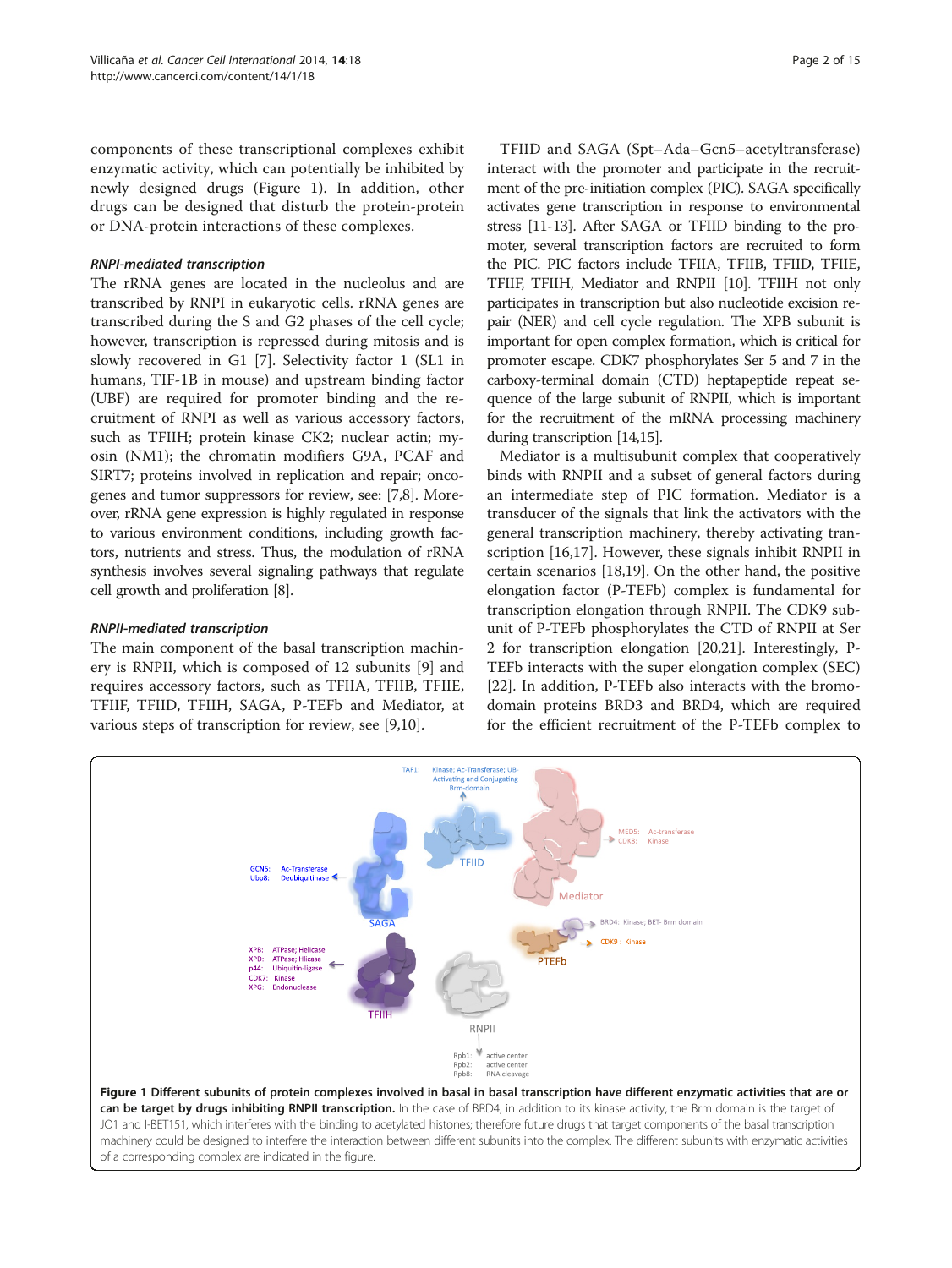components of these transcriptional complexes exhibit enzymatic activity, which can potentially be inhibited by newly designed drugs (Figure 1). In addition, other drugs can be designed that disturb the protein-protein or DNA-protein interactions of these complexes.

### *RNPI-mediated transcription*

The rRNA genes are located in the nucleolus and are transcribed by RNPI in eukaryotic cells. rRNA genes are transcribed during the S and G2 phases of the cell cycle; however, transcription is repressed during mitosis and is slowly recovered in G1 [7]. Selectivity factor 1 (SL1 in humans, TIF-1B in mouse) and upstream binding factor (UBF) are required for promoter binding and the recruitment of RNPI as well as various accessory factors, such as TFIIH; protein kinase CK2; nuclear actin; myosin (NM1); the chromatin modifiers G9A, PCAF and SIRT7; proteins involved in replication and repair; oncogenes and tumor suppressors for review, see: [7,8]. Moreover, rRNA gene expression is highly regulated in response to various environment conditions, including growth factors, nutrients and stress. Thus, the modulation of rRNA synthesis involves several signaling pathways that regulate cell growth and proliferation [8].

### *RNPII-mediated transcription*

The main component of the basal transcription machinery is RNPII, which is composed of 12 subunits [9] and requires accessory factors, such as TFIIA, TFIIB, TFIIE, TFIIF, TFIID, TFIIH, SAGA, P-TEFb and Mediator, at various steps of transcription for review, see [9,10].

TFIID and SAGA (Spt–Ada–Gcn5–acetyltransferase) interact with the promoter and participate in the recruitment of the pre-initiation complex (PIC). SAGA specifically activates gene transcription in response to environmental stress [11-13]. After SAGA or TFIID binding to the promoter, several transcription factors are recruited to form the PIC. PIC factors include TFIIA, TFIIB, TFIID, TFIIE, TFIIF, TFIIH, Mediator and RNPII [10]. TFIIH not only participates in transcription but also nucleotide excision repair (NER) and cell cycle regulation. The XPB subunit is important for open complex formation, which is critical for promoter escape. CDK7 phosphorylates Ser 5 and 7 in the carboxy-terminal domain (CTD) heptapeptide repeat sequence of the large subunit of RNPII, which is important for the recruitment of the mRNA processing machinery during transcription [14,15].

Mediator is a multisubunit complex that cooperatively binds with RNPII and a subset of general factors during an intermediate step of PIC formation. Mediator is a transducer of the signals that link the activators with the general transcription machinery, thereby activating transcription [16,17]. However, these signals inhibit RNPII in certain scenarios [18,19]. On the other hand, the positive elongation factor (P-TEFb) complex is fundamental for transcription elongation through RNPII. The CDK9 subunit of P-TEFb phosphorylates the CTD of RNPII at Ser 2 for transcription elongation [20,21]. Interestingly, P-TEFb interacts with the super elongation complex (SEC) [22]. In addition, P-TEFb also interacts with the bromodomain proteins BRD3 and BRD4, which are required for the efficient recruitment of the P-TEFb complex to

**Figure 1 Different subunits of protein complexes involved in basal in basal transcription have different enzymatic activities that are or can be target by drugs inhibiting RNPII transcription.** In the case of BRD4, in addition to its kinase activity, the Brm domain is the target of JQ1 and I-BET151, which interferes with the binding to acetylated histones; therefore future drugs that target components of the basal transcription machinery could be designed to interfere the interaction between different subunits into the complex. The different subunits with enzymatic activities of a corresponding complex are indicated in the figure.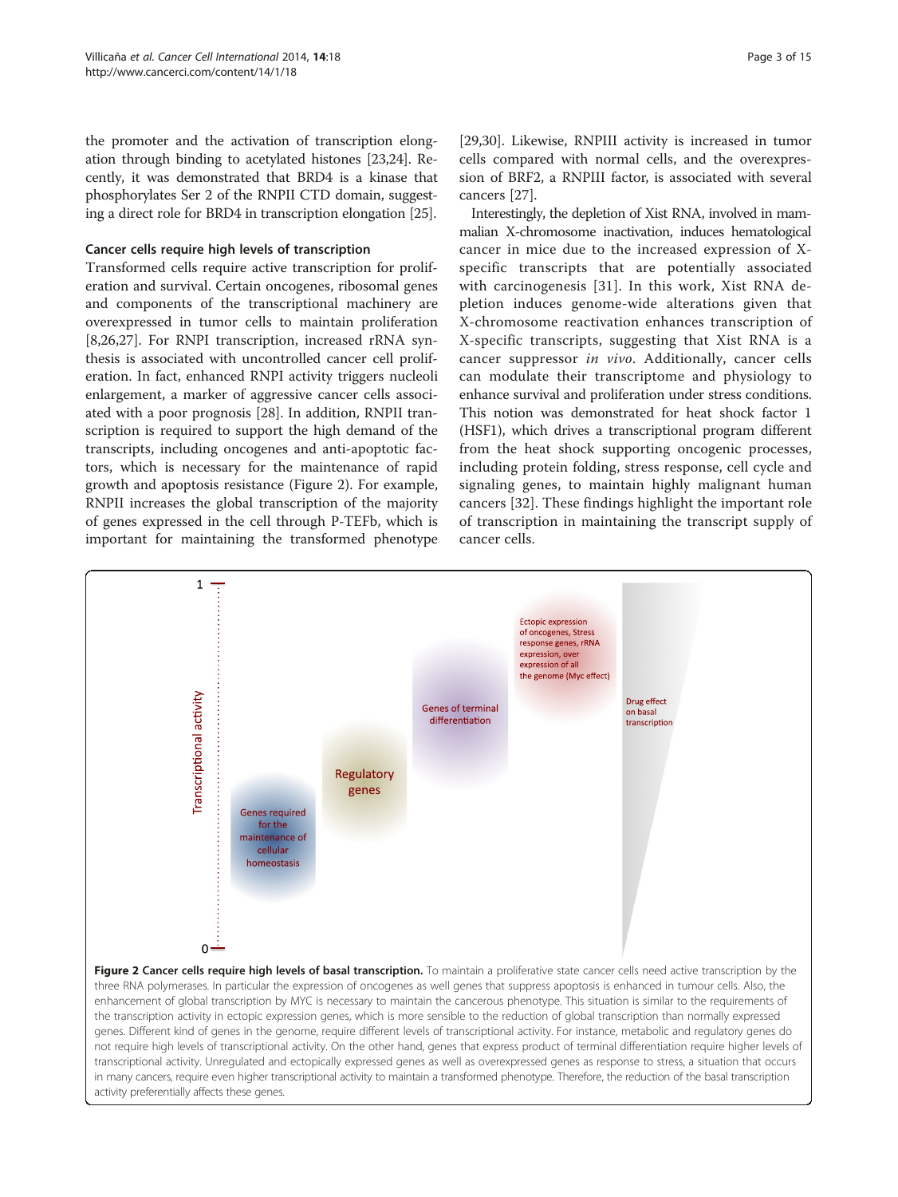the promoter and the activation of transcription elongation through binding to acetylated histones [23,24]. Recently, it was demonstrated that BRD4 is a kinase that phosphorylates Ser 2 of the RNPII CTD domain, suggesting a direct role for BRD4 in transcription elongation [25].

### Cancer cells require high levels of transcription

Transformed cells require active transcription for proliferation and survival. Certain oncogenes, ribosomal genes and components of the transcriptional machinery are overexpressed in tumor cells to maintain proliferation [8,26,27]. For RNPI transcription, increased rRNA synthesis is associated with uncontrolled cancer cell proliferation. In fact, enhanced RNPI activity triggers nucleoli enlargement, a marker of aggressive cancer cells associated with a poor prognosis [28]. In addition, RNPII transcription is required to support the high demand of the transcripts, including oncogenes and anti-apoptotic factors, which is necessary for the maintenance of rapid growth and apoptosis resistance (Figure 2). For example, RNPII increases the global transcription of the majority of genes expressed in the cell through P-TEFb, which is important for maintaining the transformed phenotype [29,30]. Likewise, RNPIII activity is increased in tumor cells compared with normal cells, and the overexpression of BRF2, a RNPIII factor, is associated with several cancers [27].

Interestingly, the depletion of Xist RNA, involved in mammalian X-chromosome inactivation, induces hematological cancer in mice due to the increased expression of X-specific transcripts that are potentially associated with carcinogenesis [31]. In this work, Xist RNA depletion induces genome-wide alterations given that X-chromosome reactivation enhances transcription of X-specific transcripts, suggesting that Xist RNA is a cancer suppressor *in vivo*. Additionally, cancer cells can modulate their transcriptome and physiology to enhance survival and proliferation under stress conditions. This notion was demonstrated for heat shock factor 1 (HSF1), which drives a transcriptional program different from the heat shock supporting oncogenic processes, including protein folding, stress response, cell cycle and signaling genes, to maintain highly malignant human cancers [32]. These findings highlight the important role of transcription in maintaining the transcript supply of cancer cells.

**Figure 2 Cancer cells require high levels of basal transcription.** To maintain a proliferative state cancer cells need active transcription by the three RNA polymerases. In particular the expression of oncogenes as well genes that suppress apoptosis is enhanced in tumour cells. Also, the enhancement of global transcription by MYC is necessary to maintain the cancerous phenotype. This situation is similar to the requirements of the transcription activity in ectopic expression genes, which is more sensible to the reduction of global transcription than normally expressed genes. Different kind of genes in the genome, require different levels of transcriptional activity. For instance, metabolic and regulatory genes do not require high levels of transcriptional activity. On the other hand, genes that express product of terminal differentiation require higher levels of transcriptional activity. Unregulated and ectopically expressed genes as well as overexpressed genes as response to stress, a situation that occurs in many cancers, require even higher transcriptional activity to maintain a transformed phenotype. Therefore, the reduction of the basal transcription activity preferentially affects these genes.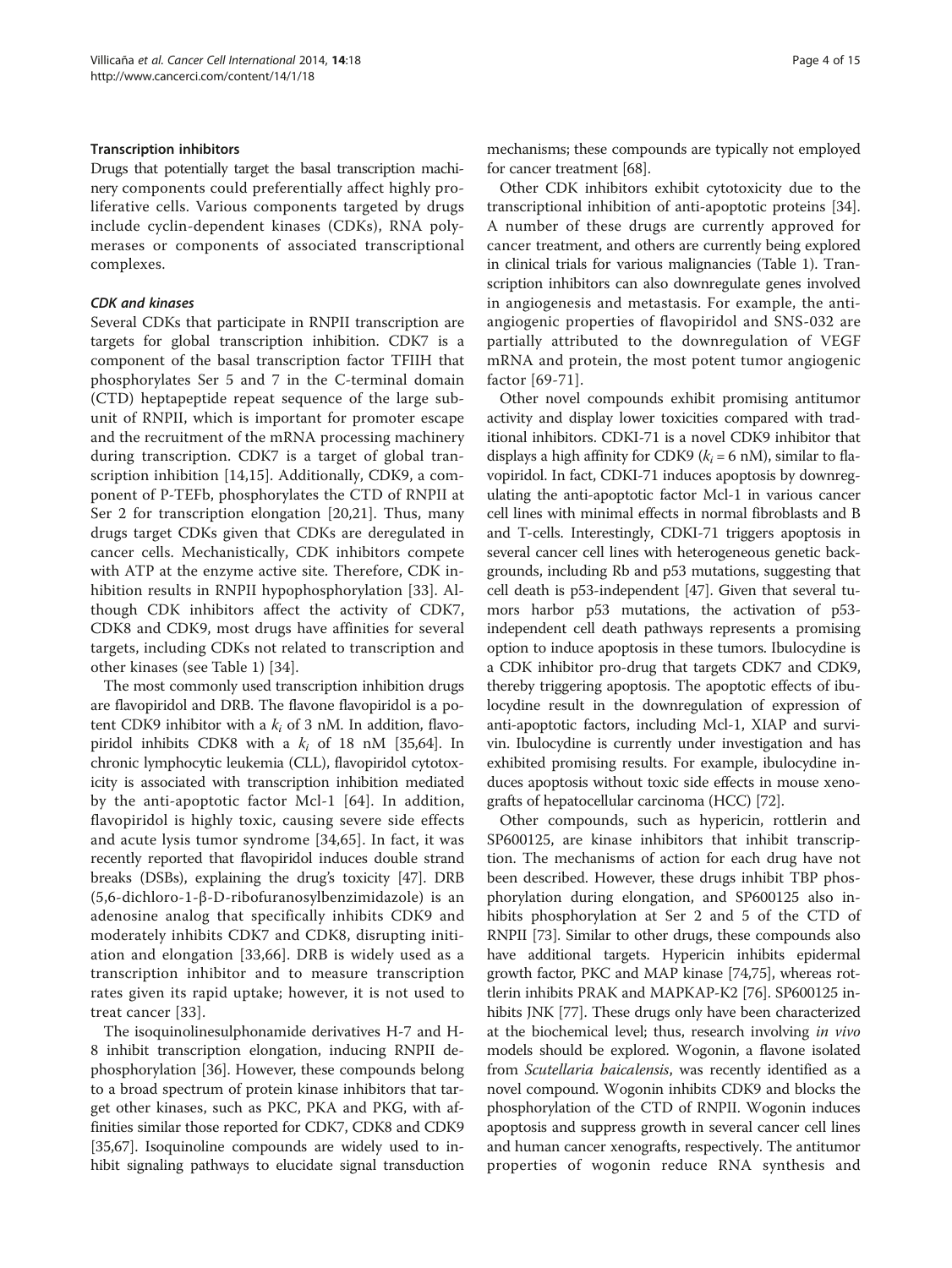### Transcription inhibitors

Drugs that potentially target the basal transcription machinery components could preferentially affect highly proliferative cells. Various components targeted by drugs include cyclin-dependent kinases (CDKs), RNA polymerases or components of associated transcriptional complexes.

#### *CDK and kinases*

Several CDKs that participate in RNPII transcription are targets for global transcription inhibition. CDK7 is a component of the basal transcription factor TFIIH that phosphorylates Ser 5 and 7 in the C-terminal domain (CTD) heptapeptide repeat sequence of the large subunit of RNPII, which is important for promoter escape and the recruitment of the mRNA processing machinery during transcription. CDK7 is a target of global transcription inhibition [14,15]. Additionally, CDK9, a component of P-TEFb, phosphorylates the CTD of RNPII at Ser 2 for transcription elongation [20,21]. Thus, many drugs target CDKs given that CDKs are deregulated in cancer cells. Mechanistically, CDK inhibitors compete with ATP at the enzyme active site. Therefore, CDK inhibition results in RNPII hypophosphorylation [33]. Although CDK inhibitors affect the activity of CDK7, CDK8 and CDK9, most drugs have affinities for several targets, including CDKs not related to transcription and other kinases (see Table 1) [34].

The most commonly used transcription inhibition drugs are flavopiridol and DRB. The flavone flavopiridol is a potent CDK9 inhibitor with a $k_i$ of 3 nM. In addition, flavopiridol inhibits CDK8 with a $k_i$ of 18 nM [35,64]. In chronic lymphocytic leukemia (CLL), flavopiridol cytotoxicity is associated with transcription inhibition mediated by the anti-apoptotic factor Mcl-1 [64]. In addition, flavopiridol is highly toxic, causing severe side effects and acute lysis tumor syndrome [34,65]. In fact, it was recently reported that flavopiridol induces double strand breaks (DSBs), explaining the drug's toxicity [47]. DRB (5,6-dichloro-1-β-D-ribofuranosylbenzimidazole) is an adenosine analog that specifically inhibits CDK9 and moderately inhibits CDK7 and CDK8, disrupting initiation and elongation [33,66]. DRB is widely used as a transcription inhibitor and to measure transcription rates given its rapid uptake; however, it is not used to treat cancer [33].

The isoquinolinesulphonamide derivatives H-7 and H-8 inhibit transcription elongation, inducing RNPII dephosphorylation [36]. However, these compounds belong to a broad spectrum of protein kinase inhibitors that target other kinases, such as PKC, PKA and PKG, with affinities similar those reported for CDK7, CDK8 and CDK9 [35,67]. Isoquinoline compounds are widely used to inhibit signaling pathways to elucidate signal transduction mechanisms; these compounds are typically not employed for cancer treatment [68].

Other CDK inhibitors exhibit cytotoxicity due to the transcriptional inhibition of anti-apoptotic proteins [34]. A number of these drugs are currently approved for cancer treatment, and others are currently being explored in clinical trials for various malignancies (Table 1). Transcription inhibitors can also downregulate genes involved in angiogenesis and metastasis. For example, the anti-angiogenic properties of flavopiridol and SNS-032 are partially attributed to the downregulation of VEGF mRNA and protein, the most potent tumor angiogenic factor [69-71].

Other novel compounds exhibit promising antitumor activity and display lower toxicities compared with traditional inhibitors. CDKI-71 is a novel CDK9 inhibitor that displays a high affinity for CDK9 ($k_i$ = 6 nM), similar to flavopiridol. In fact, CDKI-71 induces apoptosis by downregulating the anti-apoptotic factor Mcl-1 in various cancer cell lines with minimal effects in normal fibroblasts and B and T-cells. Interestingly, CDKI-71 triggers apoptosis in several cancer cell lines with heterogeneous genetic backgrounds, including Rb and p53 mutations, suggesting that cell death is p53-independent [47]. Given that several tumors harbor p53 mutations, the activation of p53-independent cell death pathways represents a promising option to induce apoptosis in these tumors. Ibulocydine is a CDK inhibitor pro-drug that targets CDK7 and CDK9, thereby triggering apoptosis. The apoptotic effects of ibulocydine result in the downregulation of expression of anti-apoptotic factors, including Mcl-1, XIAP and survivin. Ibulocydine is currently under investigation and has exhibited promising results. For example, ibulocydine induces apoptosis without toxic side effects in mouse xenografts of hepatocellular carcinoma (HCC) [72].

Other compounds, such as hypericin, rottlerin and SP600125, are kinase inhibitors that inhibit transcription. The mechanisms of action for each drug have not been described. However, these drugs inhibit TBP phosphorylation during elongation, and SP600125 also inhibits phosphorylation at Ser 2 and 5 of the CTD of RNPII [73]. Similar to other drugs, these compounds also have additional targets. Hypericin inhibits epidermal growth factor, PKC and MAP kinase [74,75], whereas rottlerin inhibits PRAK and MAPKAP-K2 [76]. SP600125 inhibits JNK [77]. These drugs only have been characterized at the biochemical level; thus, research involving *in vivo* models should be explored. Wogonin, a flavone isolated from *Scutellaria baicalensis*, was recently identified as a novel compound. Wogonin inhibits CDK9 and blocks the phosphorylation of the CTD of RNPII. Wogonin induces apoptosis and suppress growth in several cancer cell lines and human cancer xenografts, respectively. The antitumor properties of wogonin reduce RNA synthesis and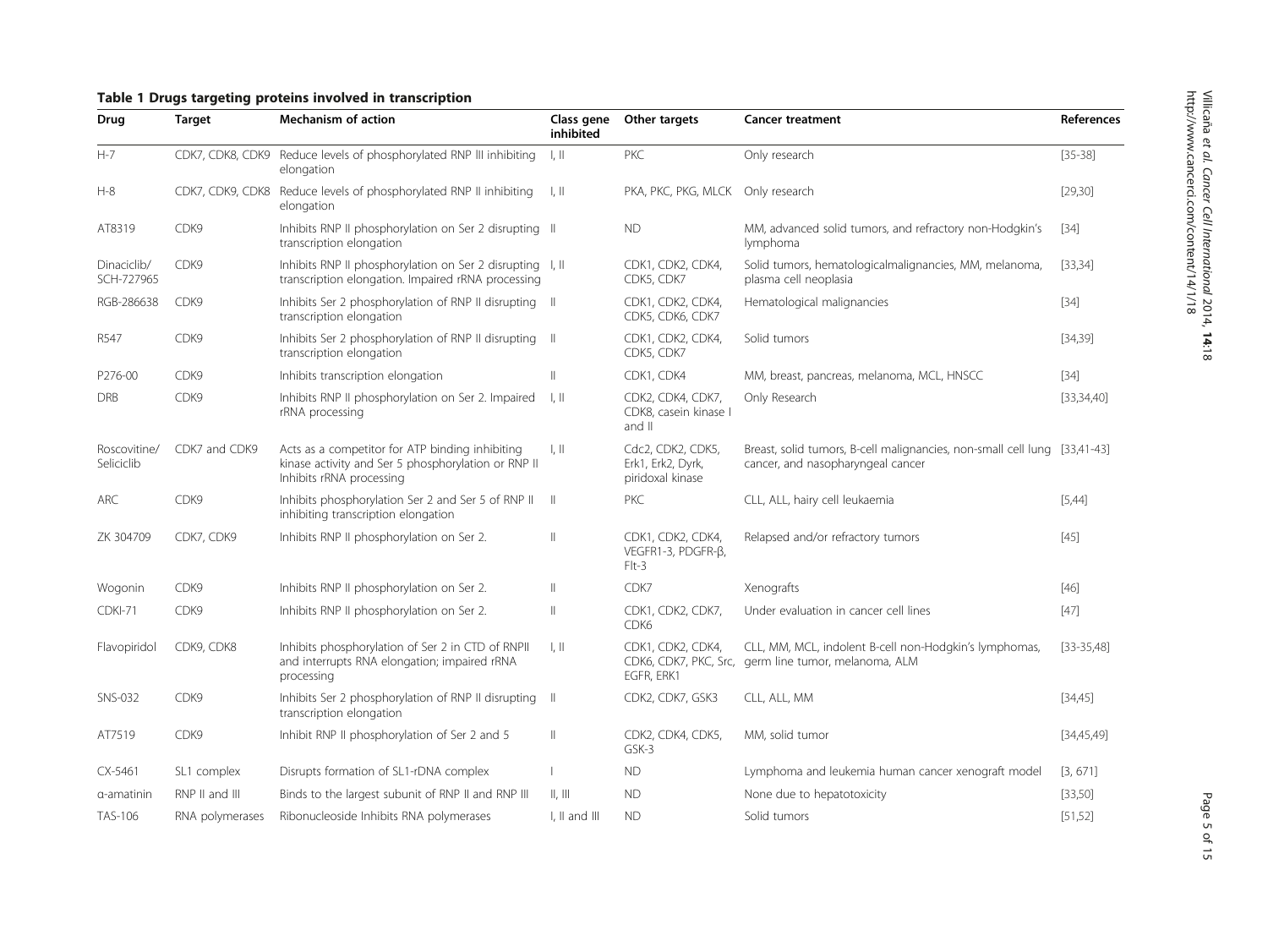**Table 1 Drugs targeting proteins involved in transcription**

| Drug | Target | Mechanism of action | Class gene inhibited | Other targets | Cancer treatment | References |
|---|---|---|---|---|---|---|
| H-7 | CDK7, CDK8, CDK9 | Reduce levels of phosphorylated RNP III inhibiting elongation | I, II | PKC | Only research | [35-38] |
| H-8 | CDK7, CDK9, CDK8 | Reduce levels of phosphorylated RNP II inhibiting elongation | I, II | PKA, PKC, PKG, MLCK | Only research | [29,30] |
| AT8319 | CDK9 | Inhibits RNP II phosphorylation on Ser 2 disrupting transcription elongation | II | ND | MM, advanced solid tumors, and refractory non-Hodgkin's lymphoma | [34] |
| Dinaciclib/ SCH-727965 | CDK9 | Inhibits RNP II phosphorylation on Ser 2 disrupting transcription elongation. Impaired rRNA processing | I, II | CDK1, CDK2, CDK4, CDK5, CDK7 | Solid tumors, hematologicalmalignancies, MM, melanoma, plasma cell neoplasia | [33,34] |
| RGB-286638 | CDK9 | Inhibits Ser 2 phosphorylation of RNP II disrupting transcription elongation | II | CDK1, CDK2, CDK4, CDK5, CDK6, CDK7 | Hematological malignancies | [34] |
| R547 | CDK9 | Inhibits Ser 2 phosphorylation of RNP II disrupting transcription elongation | II | CDK1, CDK2, CDK4, CDK5, CDK7 | Solid tumors | [34,39] |
| P276-00 | CDK9 | Inhibits transcription elongation | II | CDK1, CDK4 | MM, breast, pancreas, melanoma, MCL, HNSCC | [34] |
| DRB | CDK9 | Inhibits RNP II phosphorylation on Ser 2. Impaired rRNA processing | I, II | CDK2, CDK4, CDK7, CDK8, casein kinase I and II | Only Research | [33,34,40] |
| Roscovitine/ Seliciclib | CDK7 and CDK9 | Acts as a competitor for ATP binding inhibiting kinase activity and Ser 5 phosphorylation or RNP II Inhibits rRNA processing | I, II | Cdc2, CDK2, CDK5, Erk1, Erk2, Dyrk, piridoxal kinase | Breast, solid tumors, B-cell malignancies, non-small cell lung cancer, and nasopharyngeal cancer | [33,41-43] |
| ARC | CDK9 | Inhibits phosphorylation Ser 2 and Ser 5 of RNP II inhibiting transcription elongation | II | PKC | CLL, ALL, hairy cell leukaemia | [5,44] |
| ZK 304709 | CDK7, CDK9 | Inhibits RNP II phosphorylation on Ser 2. | II | CDK1, CDK2, CDK4, VEGFR1-3, PDGFR-β, Flt-3 | Relapsed and/or refractory tumors | [45] |
| Wogonin | CDK9 | Inhibits RNP II phosphorylation on Ser 2. | II | CDK7 | Xenografts | [46] |
| CDKI-71 | CDK9 | Inhibits RNP II phosphorylation on Ser 2. | II | CDK1, CDK2, CDK7, CDK6 | Under evaluation in cancer cell lines | [47] |
| Flavopiridol | CDK9, CDK8 | Inhibits phosphorylation of Ser 2 in CTD of RNPII and interrupts RNA elongation; impaired rRNA processing | I, II | CDK1, CDK2, CDK4, CDK6, CDK7, PKC, Src, EGFR, ERK1 | CLL, MM, MCL, indolent B-cell non-Hodgkin's lymphomas, germ line tumor, melanoma, ALM | [33-35,48] |
| SNS-032 | CDK9 | Inhibits Ser 2 phosphorylation of RNP II disrupting transcription elongation | II | CDK2, CDK7, GSK3 | CLL, ALL, MM | [34,45] |
| AT7519 | CDK9 | Inhibit RNP II phosphorylation of Ser 2 and 5 | II | CDK2, CDK4, CDK5, GSK-3 | MM, solid tumor | [34,45,49] |
| CX-5461 | SL1 complex | Disrupts formation of SL1-rDNA complex | I | ND | Lymphoma and leukemia human cancer xenograft model | [3, 671] |
| α-amatinin | RNP II and III | Binds to the largest subunit of RNP II and RNP III | II, III | ND | None due to hepatotoxicity | [33,50] |
| TAS-106 | RNA polymerases | Ribonucleoside Inhibits RNA polymerases | I, II and III | ND | Solid tumors | [51,52] |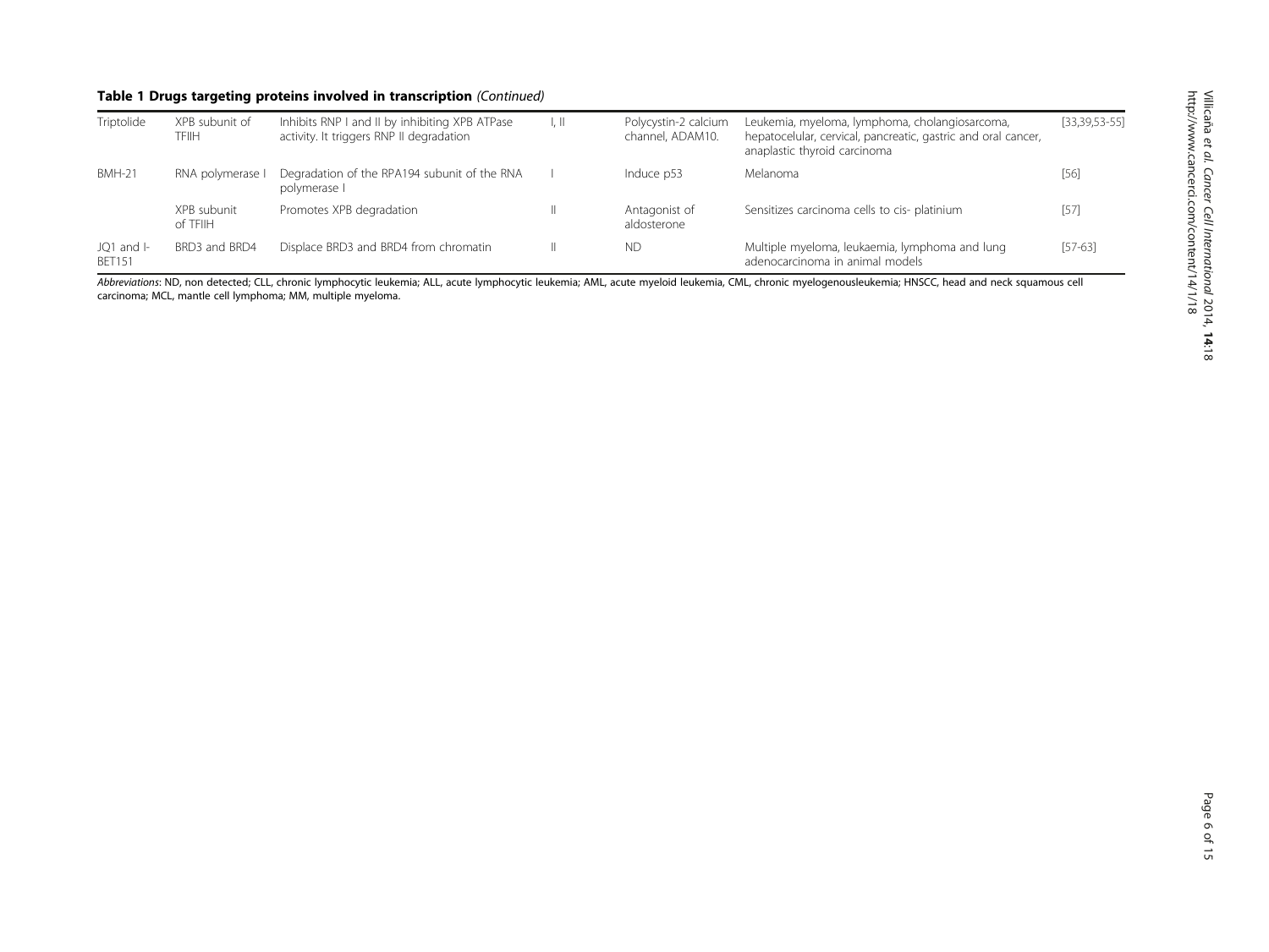**Table 1 Drugs targeting proteins involved in transcription** *(Continued)*

| | | | | | | |
|---|---|---|---|---|---|---|
| Triptolide | XPB subunit of TFIIH | Inhibits RNP I and II by inhibiting XPB ATPase activity. It triggers RNP II degradation | I, II | Polycystin-2 calcium channel, ADAM10. | Leukemia, myeloma, lymphoma, cholangiosarcoma, hepatocelular, cervical, pancreatic, gastric and oral cancer, anaplastic thyroid carcinoma | [33,39,53-55] |
| BMH-21 | RNA polymerase I | Degradation of the RPA194 subunit of the RNA polymerase I | I | Induce p53 | Melanoma | [56] |
| | XPB subunit of TFIIH | Promotes XPB degradation | II | Antagonist of aldosterone | Sensitizes carcinoma cells to cis- platinium | [57] |
| JQ1 and I-BET151 | BRD3 and BRD4 | Displace BRD3 and BRD4 from chromatin | II | ND | Multiple myeloma, leukaemia, lymphoma and lung adenocarcinoma in animal models | [57-63] |

*Abbreviations*: ND, non detected; CLL, chronic lymphocytic leukemia; ALL, acute lymphocytic leukemia; AML, acute myeloid leukemia, CML, chronic myelogenousleukemia; HNSCC, head and neck squamous cell carcinoma; MCL, mantle cell lymphoma; MM, multiple myeloma.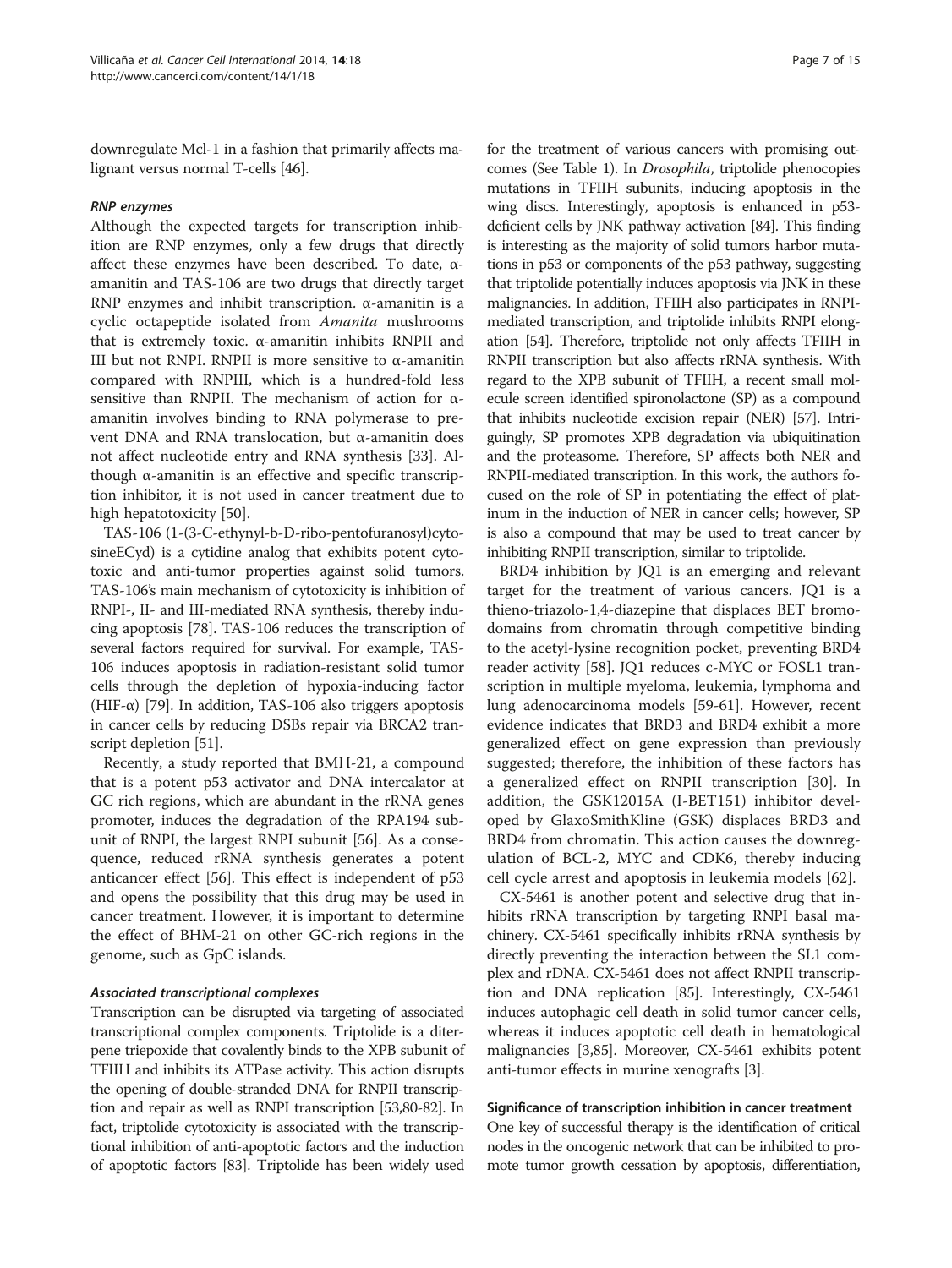downregulate Mcl-1 in a fashion that primarily affects malignant versus normal T-cells [46].

#### RNP enzymes

Although the expected targets for transcription inhibition are RNP enzymes, only a few drugs that directly affect these enzymes have been described. To date, α-amanitin and TAS-106 are two drugs that directly target RNP enzymes and inhibit transcription. α-amanitin is a cyclic octapeptide isolated from *Amanita* mushrooms that is extremely toxic. α-amanitin inhibits RNPII and III but not RNPI. RNPII is more sensitive to α-amanitin compared with RNPIII, which is a hundred-fold less sensitive than RNPII. The mechanism of action for α-amanitin involves binding to RNA polymerase to prevent DNA and RNA translocation, but α-amanitin does not affect nucleotide entry and RNA synthesis [33]. Although α-amanitin is an effective and specific transcription inhibitor, it is not used in cancer treatment due to high hepatotoxicity [50].

TAS-106 (1-(3-C-ethynyl-b-D-ribo-pentofuranosyl)cytosineECyd) is a cytidine analog that exhibits potent cytotoxic and anti-tumor properties against solid tumors. TAS-106's main mechanism of cytotoxicity is inhibition of RNPI-, II- and III-mediated RNA synthesis, thereby inducing apoptosis [78]. TAS-106 reduces the transcription of several factors required for survival. For example, TAS-106 induces apoptosis in radiation-resistant solid tumor cells through the depletion of hypoxia-inducing factor (HIF-α) [79]. In addition, TAS-106 also triggers apoptosis in cancer cells by reducing DSBs repair via BRCA2 transcript depletion [51].

Recently, a study reported that BMH-21, a compound that is a potent p53 activator and DNA intercalator at GC rich regions, which are abundant in the rRNA genes promoter, induces the degradation of the RPA194 subunit of RNPI, the largest RNPI subunit [56]. As a consequence, reduced rRNA synthesis generates a potent anticancer effect [56]. This effect is independent of p53 and opens the possibility that this drug may be used in cancer treatment. However, it is important to determine the effect of BHM-21 on other GC-rich regions in the genome, such as GpC islands.

#### Associated transcriptional complexes

Transcription can be disrupted via targeting of associated transcriptional complex components. Triptolide is a diterpene triepoxide that covalently binds to the XPB subunit of TFIIH and inhibits its ATPase activity. This action disrupts the opening of double-stranded DNA for RNPII transcription and repair as well as RNPI transcription [53,80-82]. In fact, triptolide cytotoxicity is associated with the transcriptional inhibition of anti-apoptotic factors and the induction of apoptotic factors [83]. Triptolide has been widely used for the treatment of various cancers with promising outcomes (See Table 1). In *Drosophila*, triptolide phenocopies mutations in TFIIH subunits, inducing apoptosis in the wing discs. Interestingly, apoptosis is enhanced in p53-deficient cells by JNK pathway activation [84]. This finding is interesting as the majority of solid tumors harbor mutations in p53 or components of the p53 pathway, suggesting that triptolide potentially induces apoptosis via JNK in these malignancies. In addition, TFIIH also participates in RNPI-mediated transcription, and triptolide inhibits RNPI elongation [54]. Therefore, triptolide not only affects TFIIH in RNPII transcription but also affects rRNA synthesis. With regard to the XPB subunit of TFIIH, a recent small molecule screen identified spironolactone (SP) as a compound that inhibits nucleotide excision repair (NER) [57]. Intriguingly, SP promotes XPB degradation via ubiquitination and the proteasome. Therefore, SP affects both NER and RNPII-mediated transcription. In this work, the authors focused on the role of SP in potentiating the effect of platinum in the induction of NER in cancer cells; however, SP is also a compound that may be used to treat cancer by inhibiting RNPII transcription, similar to triptolide.

BRD4 inhibition by JQ1 is an emerging and relevant target for the treatment of various cancers. JQ1 is a thieno-triazolo-1,4-diazepine that displaces BET bromodomains from chromatin through competitive binding to the acetyl-lysine recognition pocket, preventing BRD4 reader activity [58]. JQ1 reduces c-MYC or FOSL1 transcription in multiple myeloma, leukemia, lymphoma and lung adenocarcinoma models [59-61]. However, recent evidence indicates that BRD3 and BRD4 exhibit a more generalized effect on gene expression than previously suggested; therefore, the inhibition of these factors has a generalized effect on RNPII transcription [30]. In addition, the GSK12015A (I-BET151) inhibitor developed by GlaxoSmithKline (GSK) displaces BRD3 and BRD4 from chromatin. This action causes the downregulation of BCL-2, MYC and CDK6, thereby inducing cell cycle arrest and apoptosis in leukemia models [62].

CX-5461 is another potent and selective drug that inhibits rRNA transcription by targeting RNPI basal machinery. CX-5461 specifically inhibits rRNA synthesis by directly preventing the interaction between the SL1 complex and rDNA. CX-5461 does not affect RNPII transcription and DNA replication [85]. Interestingly, CX-5461 induces autophagic cell death in solid tumor cancer cells, whereas it induces apoptotic cell death in hematological malignancies [3,85]. Moreover, CX-5461 exhibits potent anti-tumor effects in murine xenografts [3].

### Significance of transcription inhibition in cancer treatment

One key of successful therapy is the identification of critical nodes in the oncogenic network that can be inhibited to promote tumor growth cessation by apoptosis, differentiation,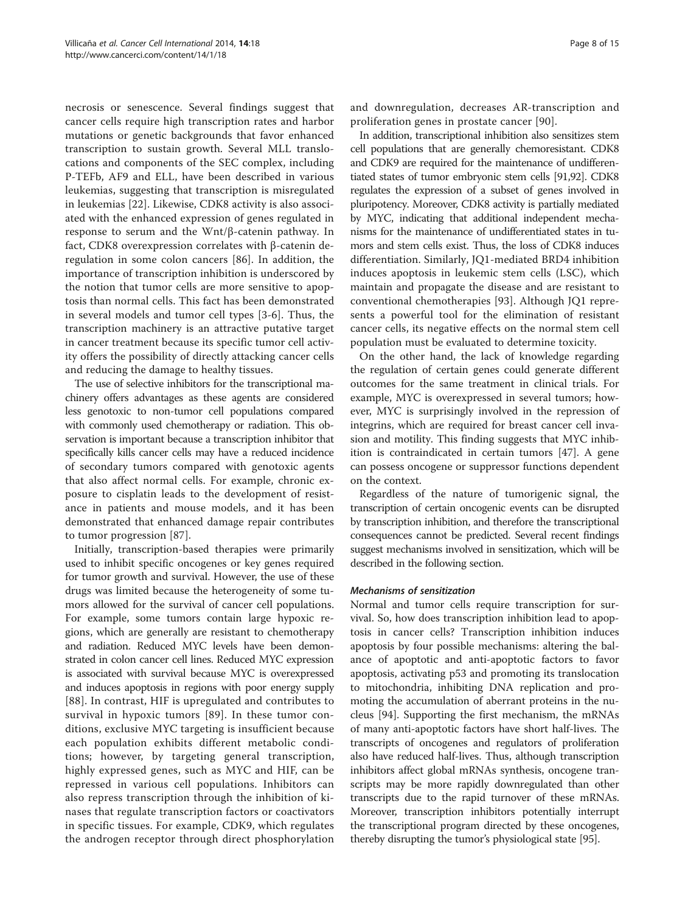necrosis or senescence. Several findings suggest that cancer cells require high transcription rates and harbor mutations or genetic backgrounds that favor enhanced transcription to sustain growth. Several MLL translocations and components of the SEC complex, including P-TEFb, AF9 and ELL, have been described in various leukemias, suggesting that transcription is misregulated in leukemias [22]. Likewise, CDK8 activity is also associated with the enhanced expression of genes regulated in response to serum and the Wnt/β-catenin pathway. In fact, CDK8 overexpression correlates with β-catenin deregulation in some colon cancers [86]. In addition, the importance of transcription inhibition is underscored by the notion that tumor cells are more sensitive to apoptosis than normal cells. This fact has been demonstrated in several models and tumor cell types [3-6]. Thus, the transcription machinery is an attractive putative target in cancer treatment because its specific tumor cell activity offers the possibility of directly attacking cancer cells and reducing the damage to healthy tissues.

The use of selective inhibitors for the transcriptional machinery offers advantages as these agents are considered less genotoxic to non-tumor cell populations compared with commonly used chemotherapy or radiation. This observation is important because a transcription inhibitor that specifically kills cancer cells may have a reduced incidence of secondary tumors compared with genotoxic agents that also affect normal cells. For example, chronic exposure to cisplatin leads to the development of resistance in patients and mouse models, and it has been demonstrated that enhanced damage repair contributes to tumor progression [87].

Initially, transcription-based therapies were primarily used to inhibit specific oncogenes or key genes required for tumor growth and survival. However, the use of these drugs was limited because the heterogeneity of some tumors allowed for the survival of cancer cell populations. For example, some tumors contain large hypoxic regions, which are generally are resistant to chemotherapy and radiation. Reduced MYC levels have been demonstrated in colon cancer cell lines. Reduced MYC expression is associated with survival because MYC is overexpressed and induces apoptosis in regions with poor energy supply [88]. In contrast, HIF is upregulated and contributes to survival in hypoxic tumors [89]. In these tumor conditions, exclusive MYC targeting is insufficient because each population exhibits different metabolic conditions; however, by targeting general transcription, highly expressed genes, such as MYC and HIF, can be repressed in various cell populations. Inhibitors can also repress transcription through the inhibition of kinases that regulate transcription factors or coactivators in specific tissues. For example, CDK9, which regulates the androgen receptor through direct phosphorylation and downregulation, decreases AR-transcription and proliferation genes in prostate cancer [90].

In addition, transcriptional inhibition also sensitizes stem cell populations that are generally chemoresistant. CDK8 and CDK9 are required for the maintenance of undifferentiated states of tumor embryonic stem cells [91,92]. CDK8 regulates the expression of a subset of genes involved in pluripotency. Moreover, CDK8 activity is partially mediated by MYC, indicating that additional independent mechanisms for the maintenance of undifferentiated states in tumors and stem cells exist. Thus, the loss of CDK8 induces differentiation. Similarly, JQ1-mediated BRD4 inhibition induces apoptosis in leukemic stem cells (LSC), which maintain and propagate the disease and are resistant to conventional chemotherapies [93]. Although JQ1 represents a powerful tool for the elimination of resistant cancer cells, its negative effects on the normal stem cell population must be evaluated to determine toxicity.

On the other hand, the lack of knowledge regarding the regulation of certain genes could generate different outcomes for the same treatment in clinical trials. For example, MYC is overexpressed in several tumors; however, MYC is surprisingly involved in the repression of integrins, which are required for breast cancer cell invasion and motility. This finding suggests that MYC inhibition is contraindicated in certain tumors [47]. A gene can possess oncogene or suppressor functions dependent on the context.

Regardless of the nature of tumorigenic signal, the transcription of certain oncogenic events can be disrupted by transcription inhibition, and therefore the transcriptional consequences cannot be predicted. Several recent findings suggest mechanisms involved in sensitization, which will be described in the following section.

### *Mechanisms of sensitization*

Normal and tumor cells require transcription for survival. So, how does transcription inhibition lead to apoptosis in cancer cells? Transcription inhibition induces apoptosis by four possible mechanisms: altering the balance of apoptotic and anti-apoptotic factors to favor apoptosis, activating p53 and promoting its translocation to mitochondria, inhibiting DNA replication and promoting the accumulation of aberrant proteins in the nucleus [94]. Supporting the first mechanism, the mRNAs of many anti-apoptotic factors have short half-lives. The transcripts of oncogenes and regulators of proliferation also have reduced half-lives. Thus, although transcription inhibitors affect global mRNAs synthesis, oncogene transcripts may be more rapidly downregulated than other transcripts due to the rapid turnover of these mRNAs. Moreover, transcription inhibitors potentially interrupt the transcriptional program directed by these oncogenes, thereby disrupting the tumor's physiological state [95].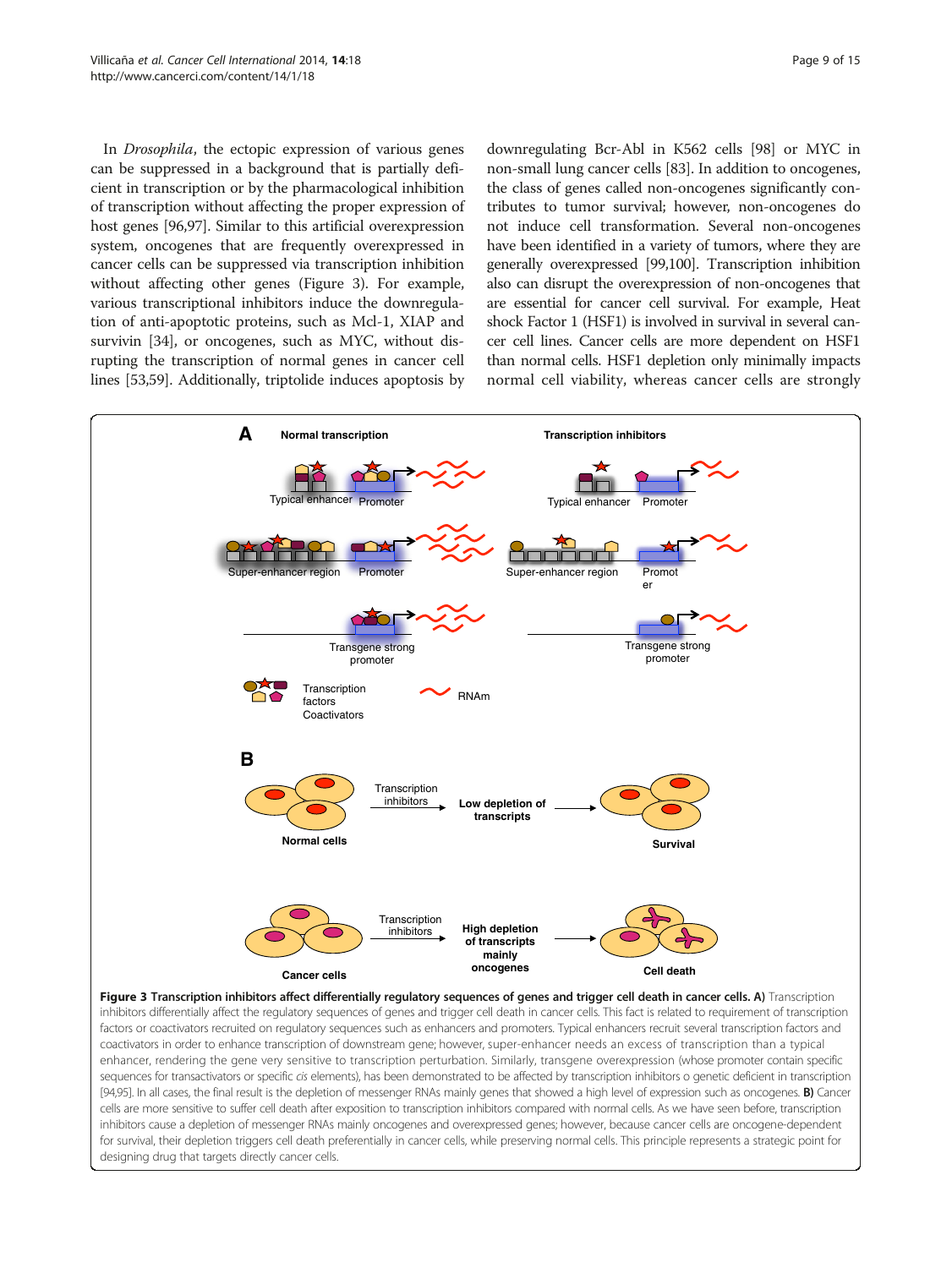In *Drosophila*, the ectopic expression of various genes can be suppressed in a background that is partially deficient in transcription or by the pharmacological inhibition of transcription without affecting the proper expression of host genes [96,97]. Similar to this artificial overexpression system, oncogenes that are frequently overexpressed in cancer cells can be suppressed via transcription inhibition without affecting other genes (Figure 3). For example, various transcriptional inhibitors induce the downregulation of anti-apoptotic proteins, such as Mcl-1, XIAP and survivin [34], or oncogenes, such as MYC, without disrupting the transcription of normal genes in cancer cell lines [53,59]. Additionally, triptolide induces apoptosis by downregulating Bcr-Abl in K562 cells [98] or MYC in non-small lung cancer cells [83]. In addition to oncogenes, the class of genes called non-oncogenes significantly contributes to tumor survival; however, non-oncogenes do not induce cell transformation. Several non-oncogenes have been identified in a variety of tumors, where they are generally overexpressed [99,100]. Transcription inhibition also can disrupt the overexpression of non-oncogenes that are essential for cancer cell survival. For example, Heat shock Factor 1 (HSF1) is involved in survival in several cancer cell lines. Cancer cells are more dependent on HSF1 than normal cells. HSF1 depletion only minimally impacts normal cell viability, whereas cancer cells are strongly

**Figure 3 Transcription inhibitors affect differentially regulatory sequences of genes and trigger cell death in cancer cells. A)** Transcription inhibitors differentially affect the regulatory sequences of genes and trigger cell death in cancer cells. This fact is related to requirement of transcription factors or coactivators recruited on regulatory sequences such as enhancers and promoters. Typical enhancers recruit several transcription factors and coactivators in order to enhance transcription of downstream gene; however, super-enhancer needs an excess of transcription than a typical enhancer, rendering the gene very sensitive to transcription perturbation. Similarly, transgene overexpression (whose promoter contain specific sequences for transactivators or specific *cis* elements), has been demonstrated to be affected by transcription inhibitors o genetic deficient in transcription [94,95]. In all cases, the final result is the depletion of messenger RNAs mainly genes that showed a high level of expression such as oncogenes. **B)** Cancer cells are more sensitive to suffer cell death after exposition to transcription inhibitors compared with normal cells. As we have seen before, transcription inhibitors cause a depletion of messenger RNAs mainly oncogenes and overexpressed genes; however, because cancer cells are oncogene-dependent for survival, their depletion triggers cell death preferentially in cancer cells, while preserving normal cells. This principle represents a strategic point for designing drug that targets directly cancer cells.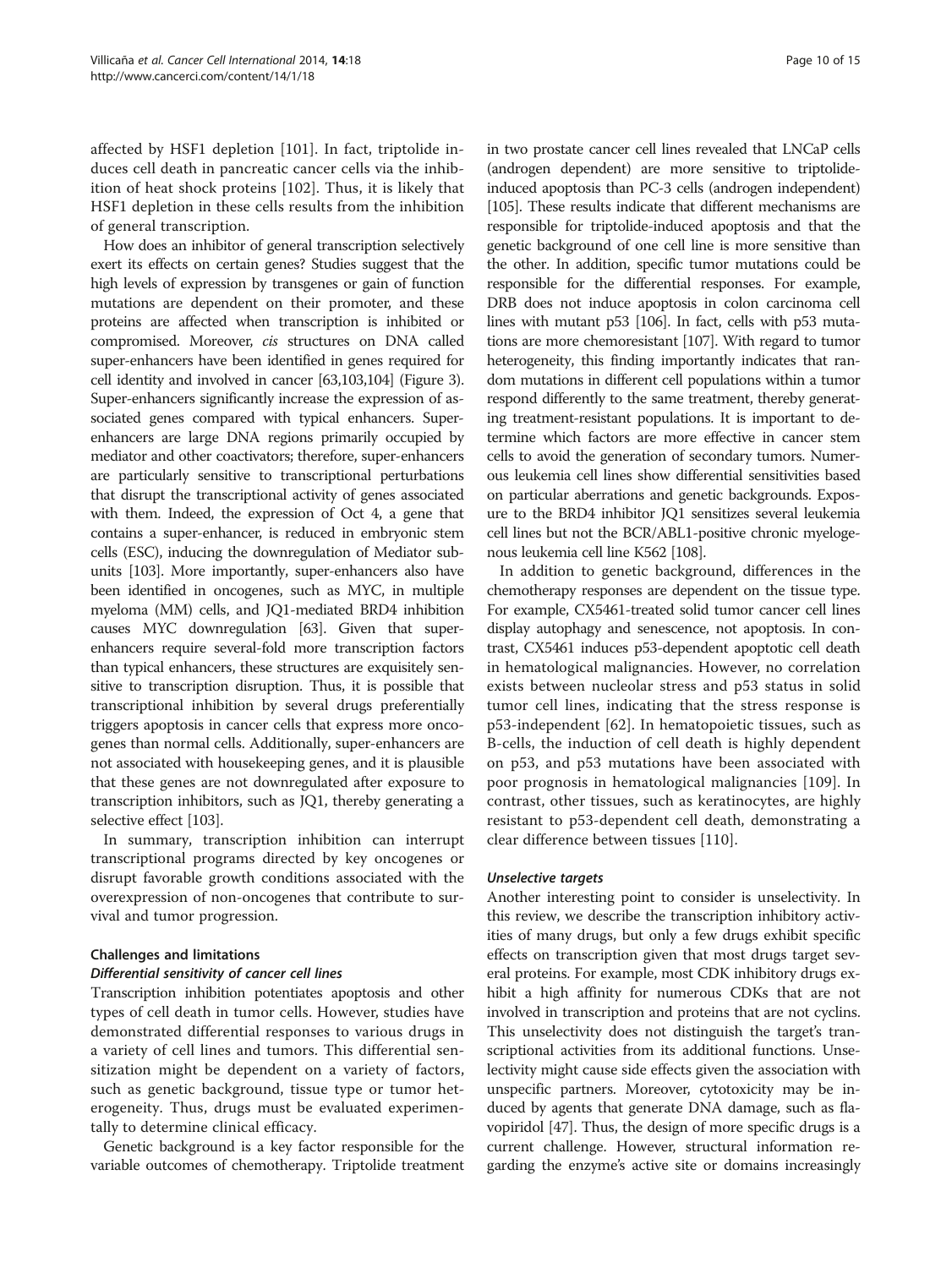affected by HSF1 depletion [101]. In fact, triptolide induces cell death in pancreatic cancer cells via the inhibition of heat shock proteins [102]. Thus, it is likely that HSF1 depletion in these cells results from the inhibition of general transcription.

How does an inhibitor of general transcription selectively exert its effects on certain genes? Studies suggest that the high levels of expression by transgenes or gain of function mutations are dependent on their promoter, and these proteins are affected when transcription is inhibited or compromised. Moreover, *cis* structures on DNA called super-enhancers have been identified in genes required for cell identity and involved in cancer [63,103,104] (Figure 3). Super-enhancers significantly increase the expression of associated genes compared with typical enhancers. Super-enhancers are large DNA regions primarily occupied by mediator and other coactivators; therefore, super-enhancers are particularly sensitive to transcriptional perturbations that disrupt the transcriptional activity of genes associated with them. Indeed, the expression of Oct 4, a gene that contains a super-enhancer, is reduced in embryonic stem cells (ESC), inducing the downregulation of Mediator subunits [103]. More importantly, super-enhancers also have been identified in oncogenes, such as MYC, in multiple myeloma (MM) cells, and JQ1-mediated BRD4 inhibition causes MYC downregulation [63]. Given that super-enhancers require several-fold more transcription factors than typical enhancers, these structures are exquisitely sensitive to transcription disruption. Thus, it is possible that transcriptional inhibition by several drugs preferentially triggers apoptosis in cancer cells that express more oncogenes than normal cells. Additionally, super-enhancers are not associated with housekeeping genes, and it is plausible that these genes are not downregulated after exposure to transcription inhibitors, such as JQ1, thereby generating a selective effect [103].

In summary, transcription inhibition can interrupt transcriptional programs directed by key oncogenes or disrupt favorable growth conditions associated with the overexpression of non-oncogenes that contribute to survival and tumor progression.

## Challenges and limitations

### *Differential sensitivity of cancer cell lines*

Transcription inhibition potentiates apoptosis and other types of cell death in tumor cells. However, studies have demonstrated differential responses to various drugs in a variety of cell lines and tumors. This differential sensitization might be dependent on a variety of factors, such as genetic background, tissue type or tumor heterogeneity. Thus, drugs must be evaluated experimentally to determine clinical efficacy.

Genetic background is a key factor responsible for the variable outcomes of chemotherapy. Triptolide treatment in two prostate cancer cell lines revealed that LNCaP cells (androgen dependent) are more sensitive to triptolide-induced apoptosis than PC-3 cells (androgen independent) [105]. These results indicate that different mechanisms are responsible for triptolide-induced apoptosis and that the genetic background of one cell line is more sensitive than the other. In addition, specific tumor mutations could be responsible for the differential responses. For example, DRB does not induce apoptosis in colon carcinoma cell lines with mutant p53 [106]. In fact, cells with p53 mutations are more chemoresistant [107]. With regard to tumor heterogeneity, this finding importantly indicates that random mutations in different cell populations within a tumor respond differently to the same treatment, thereby generating treatment-resistant populations. It is important to determine which factors are more effective in cancer stem cells to avoid the generation of secondary tumors. Numerous leukemia cell lines show differential sensitivities based on particular aberrations and genetic backgrounds. Exposure to the BRD4 inhibitor JQ1 sensitizes several leukemia cell lines but not the BCR/ABL1-positive chronic myelogenous leukemia cell line K562 [108].

In addition to genetic background, differences in the chemotherapy responses are dependent on the tissue type. For example, CX5461-treated solid tumor cancer cell lines display autophagy and senescence, not apoptosis. In contrast, CX5461 induces p53-dependent apoptotic cell death in hematological malignancies. However, no correlation exists between nucleolar stress and p53 status in solid tumor cell lines, indicating that the stress response is p53-independent [62]. In hematopoietic tissues, such as B-cells, the induction of cell death is highly dependent on p53, and p53 mutations have been associated with poor prognosis in hematological malignancies [109]. In contrast, other tissues, such as keratinocytes, are highly resistant to p53-dependent cell death, demonstrating a clear difference between tissues [110].

### *Unselective targets*

Another interesting point to consider is unselectivity. In this review, we describe the transcription inhibitory activities of many drugs, but only a few drugs exhibit specific effects on transcription given that most drugs target several proteins. For example, most CDK inhibitory drugs exhibit a high affinity for numerous CDKs that are not involved in transcription and proteins that are not cyclins. This unselectivity does not distinguish the target's transcriptional activities from its additional functions. Unselectivity might cause side effects given the association with unspecific partners. Moreover, cytotoxicity may be induced by agents that generate DNA damage, such as flavopiridol [47]. Thus, the design of more specific drugs is a current challenge. However, structural information regarding the enzyme's active site or domains increasingly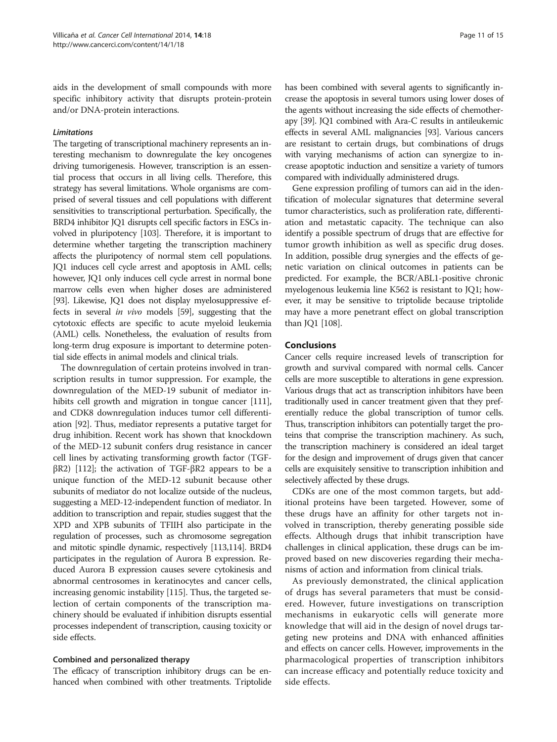aids in the development of small compounds with more specific inhibitory activity that disrupts protein-protein and/or DNA-protein interactions.

#### *Limitations*

The targeting of transcriptional machinery represents an interesting mechanism to downregulate the key oncogenes driving tumorigenesis. However, transcription is an essential process that occurs in all living cells. Therefore, this strategy has several limitations. Whole organisms are comprised of several tissues and cell populations with different sensitivities to transcriptional perturbation. Specifically, the BRD4 inhibitor JQ1 disrupts cell specific factors in ESCs involved in pluripotency [103]. Therefore, it is important to determine whether targeting the transcription machinery affects the pluripotency of normal stem cell populations. JQ1 induces cell cycle arrest and apoptosis in AML cells; however, JQ1 only induces cell cycle arrest in normal bone marrow cells even when higher doses are administered [93]. Likewise, JQ1 does not display myelosuppressive effects in several *in vivo* models [59], suggesting that the cytotoxic effects are specific to acute myeloid leukemia (AML) cells. Nonetheless, the evaluation of results from long-term drug exposure is important to determine potential side effects in animal models and clinical trials.

The downregulation of certain proteins involved in transcription results in tumor suppression. For example, the downregulation of the MED-19 subunit of mediator inhibits cell growth and migration in tongue cancer [111], and CDK8 downregulation induces tumor cell differentiation [92]. Thus, mediator represents a putative target for drug inhibition. Recent work has shown that knockdown of the MED-12 subunit confers drug resistance in cancer cell lines by activating transforming growth factor (TGF-βR2) [112]; the activation of TGF-βR2 appears to be a unique function of the MED-12 subunit because other subunits of mediator do not localize outside of the nucleus, suggesting a MED-12-independent function of mediator. In addition to transcription and repair, studies suggest that the XPD and XPB subunits of TFIIH also participate in the regulation of processes, such as chromosome segregation and mitotic spindle dynamic, respectively [113,114]. BRD4 participates in the regulation of Aurora B expression. Reduced Aurora B expression causes severe cytokinesis and abnormal centrosomes in keratinocytes and cancer cells, increasing genomic instability [115]. Thus, the targeted selection of certain components of the transcription machinery should be evaluated if inhibition disrupts essential processes independent of transcription, causing toxicity or side effects.

### Combined and personalized therapy

The efficacy of transcription inhibitory drugs can be enhanced when combined with other treatments. Triptolide has been combined with several agents to significantly increase the apoptosis in several tumors using lower doses of the agents without increasing the side effects of chemotherapy [39]. JQ1 combined with Ara-C results in antileukemic effects in several AML malignancies [93]. Various cancers are resistant to certain drugs, but combinations of drugs with varying mechanisms of action can synergize to increase apoptotic induction and sensitize a variety of tumors compared with individually administered drugs.

Gene expression profiling of tumors can aid in the identification of molecular signatures that determine several tumor characteristics, such as proliferation rate, differentiation and metastatic capacity. The technique can also identify a possible spectrum of drugs that are effective for tumor growth inhibition as well as specific drug doses. In addition, possible drug synergies and the effects of genetic variation on clinical outcomes in patients can be predicted. For example, the BCR/ABL1-positive chronic myelogenous leukemia line K562 is resistant to JQ1; however, it may be sensitive to triptolide because triptolide may have a more penetrant effect on global transcription than JQ1 [108].

## Conclusions

Cancer cells require increased levels of transcription for growth and survival compared with normal cells. Cancer cells are more susceptible to alterations in gene expression. Various drugs that act as transcription inhibitors have been traditionally used in cancer treatment given that they preferentially reduce the global transcription of tumor cells. Thus, transcription inhibitors can potentially target the proteins that comprise the transcription machinery. As such, the transcription machinery is considered an ideal target for the design and improvement of drugs given that cancer cells are exquisitely sensitive to transcription inhibition and selectively affected by these drugs.

CDKs are one of the most common targets, but additional proteins have been targeted. However, some of these drugs have an affinity for other targets not involved in transcription, thereby generating possible side effects. Although drugs that inhibit transcription have challenges in clinical application, these drugs can be improved based on new discoveries regarding their mechanisms of action and information from clinical trials.

As previously demonstrated, the clinical application of drugs has several parameters that must be considered. However, future investigations on transcription mechanisms in eukaryotic cells will generate more knowledge that will aid in the design of novel drugs targeting new proteins and DNA with enhanced affinities and effects on cancer cells. However, improvements in the pharmacological properties of transcription inhibitors can increase efficacy and potentially reduce toxicity and side effects.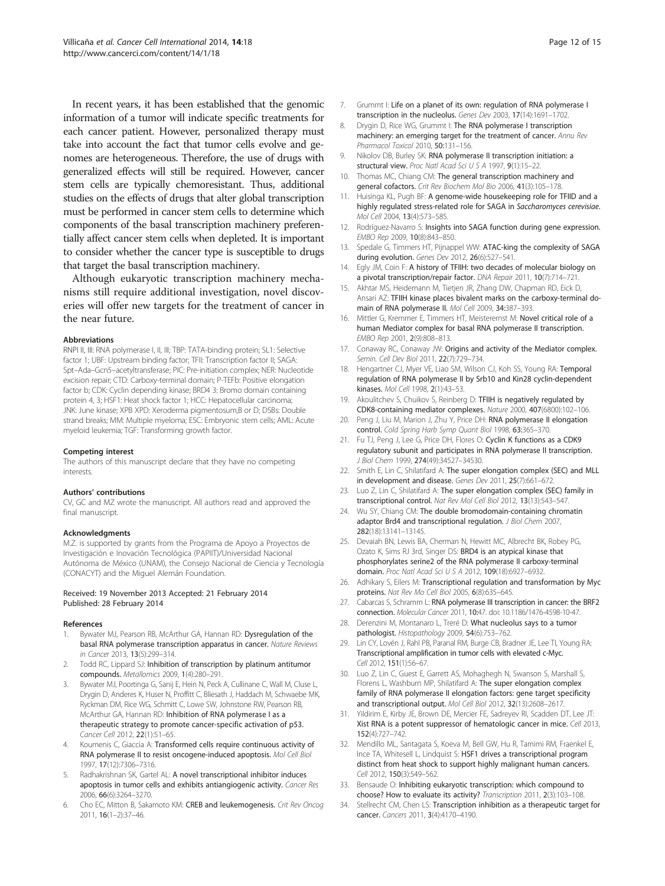In recent years, it has been established that the genomic information of a tumor will indicate specific treatments for each cancer patient. However, personalized therapy must take into account the fact that tumor cells evolve and genomes are heterogeneous. Therefore, the use of drugs with generalized effects will still be required. However, cancer stem cells are typically chemoresistant. Thus, additional studies on the effects of drugs that alter global transcription must be performed in cancer stem cells to determine which components of the basal transcription machinery preferentially affect cancer stem cells when depleted. It is important to consider whether the cancer type is susceptible to drugs that target the basal transcription machinery.

Although eukaryotic transcription machinery mechanisms still require additional investigation, novel discoveries will offer new targets for the treatment of cancer in the near future.

#### Abbreviations

RNPI II, III: RNA polymerase I, II, III; TBP: TATA-binding protein; SL1: Selective factor 1; UBF: Upstream binding factor; TFII: Transcription factor II; SAGA: Spt–Ada–Gcn5–acetyltransferase; PIC: Pre-initiation complex; NER: Nucleotide excision repair; CTD: Carboxy-terminal domain; P-TEFb: Positive elongation factor b; CDK: Cyclin depending kinase; BRD4 3: Bromo domain containing protein 4, 3; HSF1: Heat shock factor 1; HCC: Hepatocellular carcinoma; JNK: June kinase; XPB XPD: Xeroderma pigmentosum,B or D; DSBs: Double strand breaks; MM: Multiple myeloma; ESC: Embryonic stem cells; AML: Acute myeloid leukemia; TGF: Transforming growth factor.

#### Competing interest

The authors of this manuscript declare that they have no competing interests.

#### Authors' contributions

CV, GC and MZ wrote the manuscript. All authors read and approved the final manuscript.

#### Acknowledgments

M.Z. is supported by grants from the Programa de Apoyo a Proyectos de Investigación e Inovación Tecnológica (PAPIIT)/Universidad Nacional Autónoma de México (UNAM), the Consejo Nacional de Ciencia y Tecnología (CONACYT) and the Miguel Alemán Foundation.

Received: 19 November 2013 Accepted: 21 February 2014
Published: 28 February 2014

#### References

1. Bywater MJ, Pearson RB, McArthur GA, Hannan RD: **Dysregulation of the basal RNA polymerase transcription apparatus in cancer.** *Nature Reviews in Cancer* 2013, **13**(5):299–314.
2. Todd RC, Lippard SJ: **Inhibition of transcription by platinum antitumor compounds.** *Metallomics* 2009, **1**(4):280–291.
3. Bywater MJ, Poortinga G, Sanij E, Hein N, Peck A, Cullinane C, Wall M, Cluse L, Drygin D, Anderes K, Huser N, Proffitt C, Bliesath J, Haddach M, Schwaebe MK, Ryckman DM, Rice WG, Schmitt C, Lowe SW, Johnstone RW, Pearson RB, McArthur GA, Hannan RD: **Inhibition of RNA polymerase I as a therapeutic strategy to promote cancer-specific activation of p53.** *Cancer Cell* 2012, **22**(1):51–65.
4. Koumenis C, Giaccia A: **Transformed cells require continuous activity of RNA polymerase II to resist oncogene-induced apoptosis.** *Mol Cell Biol* 1997, **17**(12):7306–7316.
5. Radhakrishnan SK, Gartel AL: **A novel transcriptional inhibitor induces apoptosis in tumor cells and exhibits antiangiogenic activity.** *Cancer Res* 2006, **66**(6):3264–3270.
6. Cho EC, Mitton B, Sakamoto KM: **CREB and leukemogenesis.** *Crit Rev Oncog* 2011, **16**(1–2):37–46.
7. Grummt I: **Life on a planet of its own: regulation of RNA polymerase I transcription in the nucleolus.** *Genes Dev* 2003, **17**(14):1691–1702.
8. Drygin D, Rice WG, Grummt I: **The RNA polymerase I transcription machinery: an emerging target for the treatment of cancer.** *Annu Rev Pharmacol Toxicol* 2010, **50**:131–156.
9. Nikolov DB, Burley SK: **RNA polymerase II transcription initiation: a structural view.** *Proc Natl Acad Sci U S A* 1997, **9**(1):15–22.
10. Thomas MC, Chiang CM: **The general transcription machinery and general cofactors.** *Crit Rev Biochem Mol Bio* 2006, **41**(3):105–178.
11. Huisinga KL, Pugh BF: **A genome-wide housekeeping role for TFIID and a highly regulated stress-related role for SAGA in *Saccharomyces cerevisiae*.** *Mol Cell* 2004, **13**(4):573–585.
12. Rodríguez-Navarro S: **Insights into SAGA function during gene expression.** *EMBO Rep* 2009, **10**(8):843–850.
13. Spedale G, Timmers HT, Pijnappel WW: **ATAC-king the complexity of SAGA during evolution.** *Genes Dev* 2012, **26**(6):527–541.
14. Egly JM, Coin F: **A history of TFIIH: two decades of molecular biology on a pivotal transcription/repair factor.** *DNA Repair* 2011, **10**(7):714–721.
15. Akhtar MS, Heidemann M, Tietjen JR, Zhang DW, Chapman RD, Eick D, Ansari AZ: **TFIIH kinase places bivalent marks on the carboxy-terminal domain of RNA polymerase II.** *Mol Cell* 2009, **34**:387–393.
16. Mittler G, Kremmer E, Timmers HT, Meisterernst M: **Novel critical role of a human Mediator complex for basal RNA polymerase II transcription.** *EMBO Rep* 2001, **2**(9):808–813.
17. Conaway RC, Conaway JW: **Origins and activity of the Mediator complex.** *Semin. Cell Dev Biol* 2011, **22**(7):729–734.
18. Hengartner CJ, Myer VE, Liao SM, Wilson CJ, Koh SS, Young RA: **Temporal regulation of RNA polymerase II by Srb10 and Kin28 cyclin-dependent kinases.** *Mol Cell* 1998, **2**(1):43–53.
19. Akoulitchev S, Chuikov S, Reinberg D: **TFIIH is negatively regulated by CDK8-containing mediator complexes.** *Nature* 2000, **407**(6800):102–106.
20. Peng J, Liu M, Marion J, Zhu Y, Price DH: **RNA polymerase II elongation control.** *Cold Spring Harb Symp Quant Biol* 1998, **63**:365–370.
21. Fu TJ, Peng J, Lee G, Price DH, Flores O: **Cyclin K functions as a CDK9 regulatory subunit and participates in RNA polymerase II transcription.** *J Biol Chem* 1999, **274**(49):34527–34530.
22. Smith E, Lin C, Shilatifard A: **The super elongation complex (SEC) and MLL in development and disease.** *Genes Dev* 2011, **25**(7):661–672.
23. Luo Z, Lin C, Shilatifard A: **The super elongation complex (SEC) family in transcriptional control.** *Nat Rev Mol Cell Biol* 2012, **13**(13):543–547.
24. Wu SY, Chiang CM: **The double bromodomain-containing chromatin adaptor Brd4 and transcriptional regulation.** *J Biol Chem* 2007, **282**(18):13141–13145.
25. Devaiah BN, Lewis BA, Cherman N, Hewitt MC, Albrecht BK, Robey PG, Ozato K, Sims RJ 3rd, Singer DS: **BRD4 is an atypical kinase that phosphorylates serine2 of the RNA polymerase II carboxy-terminal domain.** *Proc Natl Acad Sci U S A* 2012, **109**(18):6927–6932.
26. Adhikary S, Eilers M: **Transcriptional regulation and transformation by Myc proteins.** *Nat Rev Mo Cell Biol* 2005, **6**(8):635–645.
27. Cabarcas S, Schramm L: **RNA polymerase III transcription in cancer: the BRF2 connection.** *Molecular Cancer* 2011, **10**:47. doi: 10.1186/1476-4598-10-47.
28. Derenzini M, Montanaro L, Treré D: **What nucleolus says to a tumor pathologist.** *Histopathology* 2009, **54**(6):753–762.
29. Lin CY, Lovén J, Rahl PB, Paranal RM, Burge CB, Bradner JE, Lee TI, Young RA: **Transcriptional amplification in tumor cells with elevated c-Myc.** *Cell* 2012, **151**(1):56–67.
30. Luo Z, Lin C, Guest E, Garrett AS, Mohaghegh N, Swanson S, Marshall S, Florens L, Washburn MP, Shilatifard A: **The super elongation complex family of RNA polymerase II elongation factors: gene target specificity and transcriptional output.** *Mol Cell Biol* 2012, **32**(13):2608–2617.
31. Yildirim E, Kirby JE, Brown DE, Mercier FE, Sadreyev RI, Scadden DT, Lee JT: **Xist RNA is a potent suppressor of hematologic cancer in mice.** *Cell* 2013, **152**(4):727–742.
32. Mendillo ML, Santagata S, Koeva M, Bell GW, Hu R, Tamimi RM, Fraenkel E, Ince TA, Whitesell L, Lindquist S: **HSF1 drives a transcriptional program distinct from heat shock to support highly malignant human cancers.** *Cell* 2012, **150**(3):549–562.
33. Bensaude O: **Inhibiting eukaryotic transcription: which compound to choose? How to evaluate its activity?** *Transcription* 2011, **2**(3):103–108.
34. Stellrecht CM, Chen LS: **Transcription inhibition as a therapeutic target for cancer.** *Cancers* 2011, **3**(4):4170–4190.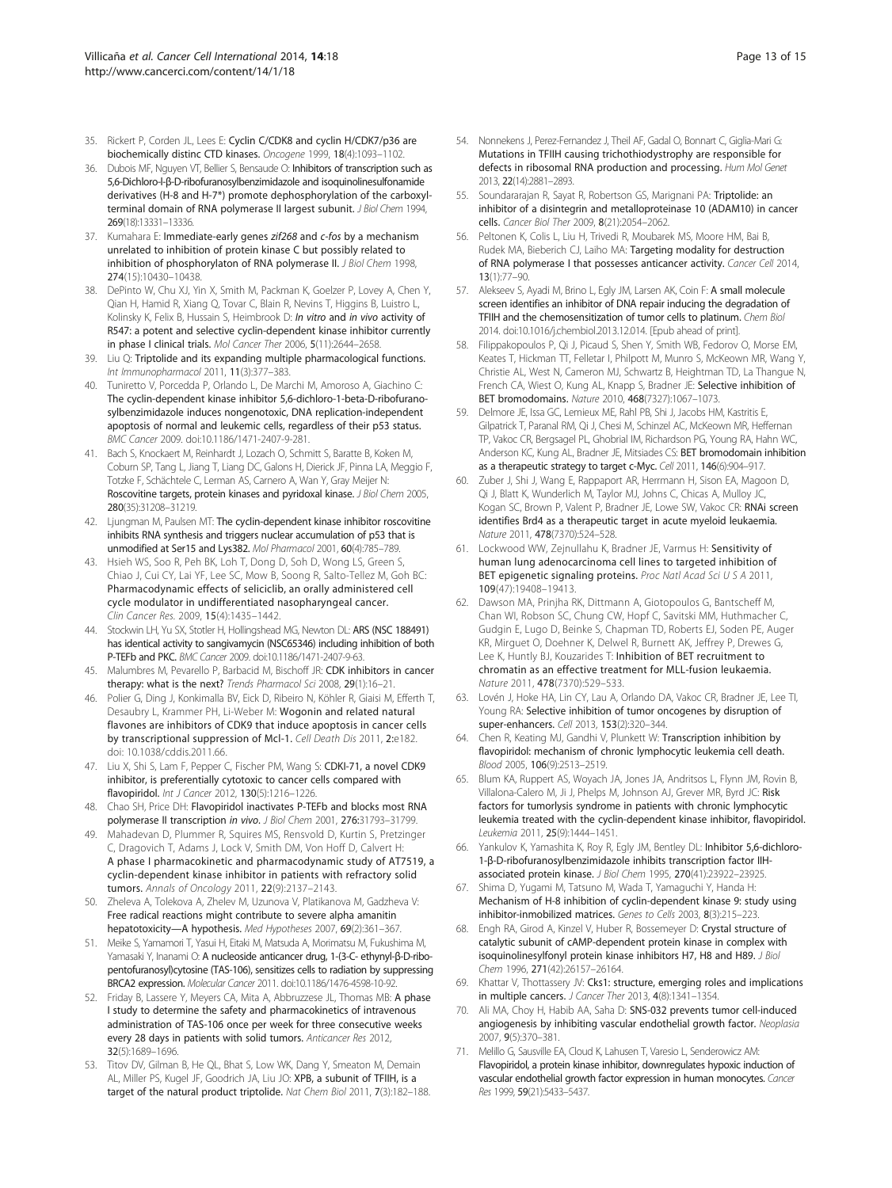35. Rickert P, Corden JL, Lees E: **Cyclin C/CDK8 and cyclin H/CDK7/p36 are biochemically distinc CTD kinases.** *Oncogene* 1999, **18**(4):1093–1102.
36. Dubois MF, Nguyen VT, Bellier S, Bensaude O: **Inhibitors of transcription such as 5,6-Dichloro-l-β-D-ribofuranosylbenzimidazole and isoquinolinesulfonamide derivatives (H-8 and H-7*) promote dephosphorylation of the carboxyl-terminal domain of RNA polymerase II largest subunit.** *J Biol Chem* 1994, **269**(18):13331–13336.
37. Kumahara E: **Immediate-early genes *zif268* and *c-fos* by a mechanism unrelated to inhibition of protein kinase C but possibly related to inhibition of phosphorylaton of RNA polymerase II.** *J Biol Chem* 1998, **274**(15):10430–10438.
38. DePinto W, Chu XJ, Yin X, Smith M, Packman K, Goelzer P, Lovey A, Chen Y, Qian H, Hamid R, Xiang Q, Tovar C, Blain R, Nevins T, Higgins B, Luistro L, Kolinsky K, Felix B, Hussain S, Heimbrook D: ***In vitro* and *in vivo* activity of R547: a potent and selective cyclin-dependent kinase inhibitor currently in phase I clinical trials.** *Mol Cancer Ther* 2006, **5**(11):2644–2658.
39. Liu Q: **Triptolide and its expanding multiple pharmacological functions.** *Int Immunopharmacol* 2011, **11**(3):377–383.
40. Tuniretto V, Porcedda P, Orlando L, De Marchi M, Amoroso A, Giachino C: **The cyclin-dependent kinase inhibitor 5,6-dichloro-1-beta-D-ribofuranosylbenzimidazole induces nongenotoxic, DNA replication-independent apoptosis of normal and leukemic cells, regardless of their p53 status.** *BMC Cancer* 2009. doi:10.1186/1471-2407-9-281.
41. Bach S, Knockaert M, Reinhardt J, Lozach O, Schmitt S, Baratte B, Koken M, Coburn SP, Tang L, Jiang T, Liang DC, Galons H, Dierick JF, Pinna LA, Meggio F, Totzke F, Schächtele C, Lerman AS, Carnero A, Wan Y, Gray Meijer N: **Roscovitine targets, protein kinases and pyridoxal kinase.** *J Biol Chem* 2005, **280**(35):31208–31219.
42. Ljungman M, Paulsen MT: **The cyclin-dependent kinase inhibitor roscovitine inhibits RNA synthesis and triggers nuclear accumulation of p53 that is unmodified at Ser15 and Lys382.** *Mol Pharmacol* 2001, **60**(4):785–789.
43. Hsieh WS, Soo R, Peh BK, Loh T, Dong D, Soh D, Wong LS, Green S, Chiao J, Cui CY, Lai YF, Lee SC, Mow B, Soong R, Salto-Tellez M, Goh BC: **Pharmacodynamic effects of seliciclib, an orally administered cell cycle modulator in undifferentiated nasopharyngeal cancer.** *Clin Cancer Res.* 2009, **15**(4):1435–1442.
44. Stockwin LH, Yu SX, Stotler H, Hollingshead MG, Newton DL: **ARS (NSC 188491) has identical activity to sangivamycin (NSC65346) including inhibition of both P-TEFb and PKC.** *BMC Cancer* 2009. doi:10.1186/1471-2407-9-63.
45. Malumbres M, Pevarello P, Barbacid M, Bischoff JR: **CDK inhibitors in cancer therapy: what is the next?** *Trends Pharmacol Sci* 2008, **29**(1):16–21.
46. Polier G, Ding J, Konkimalla BV, Eick D, Ribeiro N, Köhler R, Giaisi M, Efferth T, Desaubry L, Krammer PH, Li-Weber M: **Wogonin and related natural flavones are inhibitors of CDK9 that induce apoptosis in cancer cells by transcriptional suppression of Mcl-1.** *Cell Death Dis* 2011, **2**:e182. doi: 10.1038/cddis.2011.66.
47. Liu X, Shi S, Lam F, Pepper C, Fischer PM, Wang S: **CDKI-71, a novel CDK9 inhibitor, is preferentially cytotoxic to cancer cells compared with flavopiridol.** *Int J Cancer* 2012, **130**(5):1216–1226.
48. Chao SH, Price DH: **Flavopiridol inactivates P-TEFb and blocks most RNA polymerase II transcription *in vivo*.** *J Biol Chem* 2001, **276**:31793–31799.
49. Mahadevan D, Plummer R, Squires MS, Rensvold D, Kurtin S, Pretzinger C, Dragovich T, Adams J, Lock V, Smith DM, Von Hoff D, Calvert H: **A phase I pharmacokinetic and pharmacodynamic study of AT7519, a cyclin-dependent kinase inhibitor in patients with refractory solid tumors.** *Annals of Oncology* 2011, **22**(9):2137–2143.
50. Zheleva A, Tolekova A, Zhelev M, Uzunova V, Platikanova M, Gadzheva V: **Free radical reactions might contribute to severe alpha amanitin hepatotoxicity—A hypothesis.** *Med Hypotheses* 2007, **69**(2):361–367.
51. Meike S, Yamamori T, Yasui H, Eitaki M, Matsuda A, Morimatsu M, Fukushima M, Yamasaki Y, Inanami O: **A nucleoside anticancer drug, 1-(3-C- ethynyl-β-D-ribo-pentofuranosyl)cytosine (TAS-106), sensitizes cells to radiation by suppressing BRCA2 expression.** *Molecular Cancer* 2011. doi:10.1186/1476-4598-10-92.
52. Friday B, Lassere Y, Meyers CA, Mita A, Abbruzzese JL, Thomas MB: **A phase I study to determine the safety and pharmacokinetics of intravenous administration of TAS-106 once per week for three consecutive weeks every 28 days in patients with solid tumors.** *Anticancer Res* 2012, **32**(5):1689–1696.
53. Titov DV, Gilman B, He QL, Bhat S, Low WK, Dang Y, Smeaton M, Demain AL, Miller PS, Kugel JF, Goodrich JA, Liu JO: **XPB, a subunit of TFIIH, is a target of the natural product triptolide.** *Nat Chem Biol* 2011, **7**(3):182–188.
54. Nonnekens J, Perez-Fernandez J, Theil AF, Gadal O, Bonnart C, Giglia-Mari G: **Mutations in TFIIH causing trichothiodystrophy are responsible for defects in ribosomal RNA production and processing.** *Hum Mol Genet* 2013, **22**(14):2881–2893.
55. Soundararajan R, Sayat R, Robertson GS, Marignani PA: **Triptolide: an inhibitor of a disintegrin and metalloproteinase 10 (ADAM10) in cancer cells.** *Cancer Biol Ther* 2009, **8**(21):2054–2062.
56. Peltonen K, Colis L, Liu H, Trivedi R, Moubarek MS, Moore HM, Bai B, Rudek MA, Bieberich CJ, Laiho MA: **Targeting modality for destruction of RNA polymerase I that possesses anticancer activity.** *Cancer Cell* 2014, **13**(1):77–90.
57. Alekseev S, Ayadi M, Brino L, Egly JM, Larsen AK, Coin F: **A small molecule screen identifies an inhibitor of DNA repair inducing the degradation of TFIIH and the chemosensitization of tumor cells to platinum.** *Chem Biol* 2014. doi:10.1016/j.chembiol.2013.12.014. [Epub ahead of print].
58. Filippakopoulos P, Qi J, Picaud S, Shen Y, Smith WB, Fedorov O, Morse EM, Keates T, Hickman TT, Felletar I, Philpott M, Munro S, McKeown MR, Wang Y, Christie AL, West N, Cameron MJ, Schwartz B, Heightman TD, La Thangue N, French CA, Wiest O, Kung AL, Knapp S, Bradner JE: **Selective inhibition of BET bromodomains.** *Nature* 2010, **468**(7327):1067–1073.
59. Delmore JE, Issa GC, Lemieux ME, Rahl PB, Shi J, Jacobs HM, Kastritis E, Gilpatrick T, Paranal RM, Qi J, Chesi M, Schinzel AC, McKeown MR, Heffernan TP, Vakoc CR, Bergsagel PL, Ghobrial IM, Richardson PG, Young RA, Hahn WC, Anderson KC, Kung AL, Bradner JE, Mitsiades CS: **BET bromodomain inhibition as a therapeutic strategy to target c-Myc.** *Cell* 2011, **146**(6):904–917.
60. Zuber J, Shi J, Wang E, Rappaport AR, Herrmann H, Sison EA, Magoon D, Qi J, Blatt K, Wunderlich M, Taylor MJ, Johns C, Chicas A, Mulloy JC, Kogan SC, Brown P, Valent P, Bradner JE, Lowe SW, Vakoc CR: **RNAi screen identifies Brd4 as a therapeutic target in acute myeloid leukaemia.** *Nature* 2011, **478**(7370):524–528.
61. Lockwood WW, Zejnullahu K, Bradner JE, Varmus H: **Sensitivity of human lung adenocarcinoma cell lines to targeted inhibition of BET epigenetic signaling proteins.** *Proc Natl Acad Sci U S A* 2011, **109**(47):19408–19413.
62. Dawson MA, Prinjha RK, Dittmann A, Giotopoulos G, Bantscheff M, Chan WI, Robson SC, Chung CW, Hopf C, Savitski MM, Huthmacher C, Gudgin E, Lugo D, Beinke S, Chapman TD, Roberts EJ, Soden PE, Auger KR, Mirguet O, Doehner K, Delwel R, Burnett AK, Jeffrey P, Drewes G, Lee K, Huntly BJ, Kouzarides T: **Inhibition of BET recruitment to chromatin as an effective treatment for MLL-fusion leukaemia.** *Nature* 2011, **478**(7370):529–533.
63. Lovén J, Hoke HA, Lin CY, Lau A, Orlando DA, Vakoc CR, Bradner JE, Lee TI, Young RA: **Selective inhibition of tumor oncogenes by disruption of super-enhancers.** *Cell* 2013, **153**(2):320–344.
64. Chen R, Keating MJ, Gandhi V, Plunkett W: **Transcription inhibition by flavopiridol: mechanism of chronic lymphocytic leukemia cell death.** *Blood* 2005, **106**(9):2513–2519.
65. Blum KA, Ruppert AS, Woyach JA, Jones JA, Andritsos L, Flynn JM, Rovin B, Villalona-Calero M, Ji J, Phelps M, Johnson AJ, Grever MR, Byrd JC: **Risk factors for tumorlysis syndrome in patients with chronic lymphocytic leukemia treated with the cyclin-dependent kinase inhibitor, flavopiridol.** *Leukemia* 2011, **25**(9):1444–1451.
66. Yankulov K, Yamashita K, Roy R, Egly JM, Bentley DL: **Inhibitor 5,6-dichloro-1-β-D-ribofuranosylbenzimidazole inhibits transcription factor IIH-associated protein kinase.** *J Biol Chem* 1995, **270**(41):23922–23925.
67. Shima D, Yugami M, Tatsuno M, Wada T, Yamaguchi Y, Handa H: **Mechanism of H-8 inhibition of cyclin-dependent kinase 9: study using inhibitor-immobilized matrices.** *Genes to Cells* 2003, **8**(3):215–223.
68. Engh RA, Girod A, Kinzel V, Huber R, Bossemeyer D: **Crystal structure of catalytic subunit of cAMP-dependent protein kinase in complex with isoquinolinesulfonyl protein kinase inhibitors H7, H8 and H89.** *J Biol Chem* 1996, **271**(42):26157–26164.
69. Khattar V, Thottassery JV: **Cks1: structure, emerging roles and implications in multiple cancers.** *J Cancer Ther* 2013, **4**(8):1341–1354.
70. Ali MA, Choy H, Habib AA, Saha D: **SNS-032 prevents tumor cell-induced angiogenesis by inhibiting vascular endothelial growth factor.** *Neoplasia* 2007, **9**(5):370–381.
71. Melillo G, Sausville EA, Cloud K, Lahusen T, Varesio L, Senderowicz AM: **Flavopiridol, a protein kinase inhibitor, downregulates hypoxic induction of vascular endothelial growth factor expression in human monocytes.** *Cancer Res* 1999, **59**(21):5433–5437.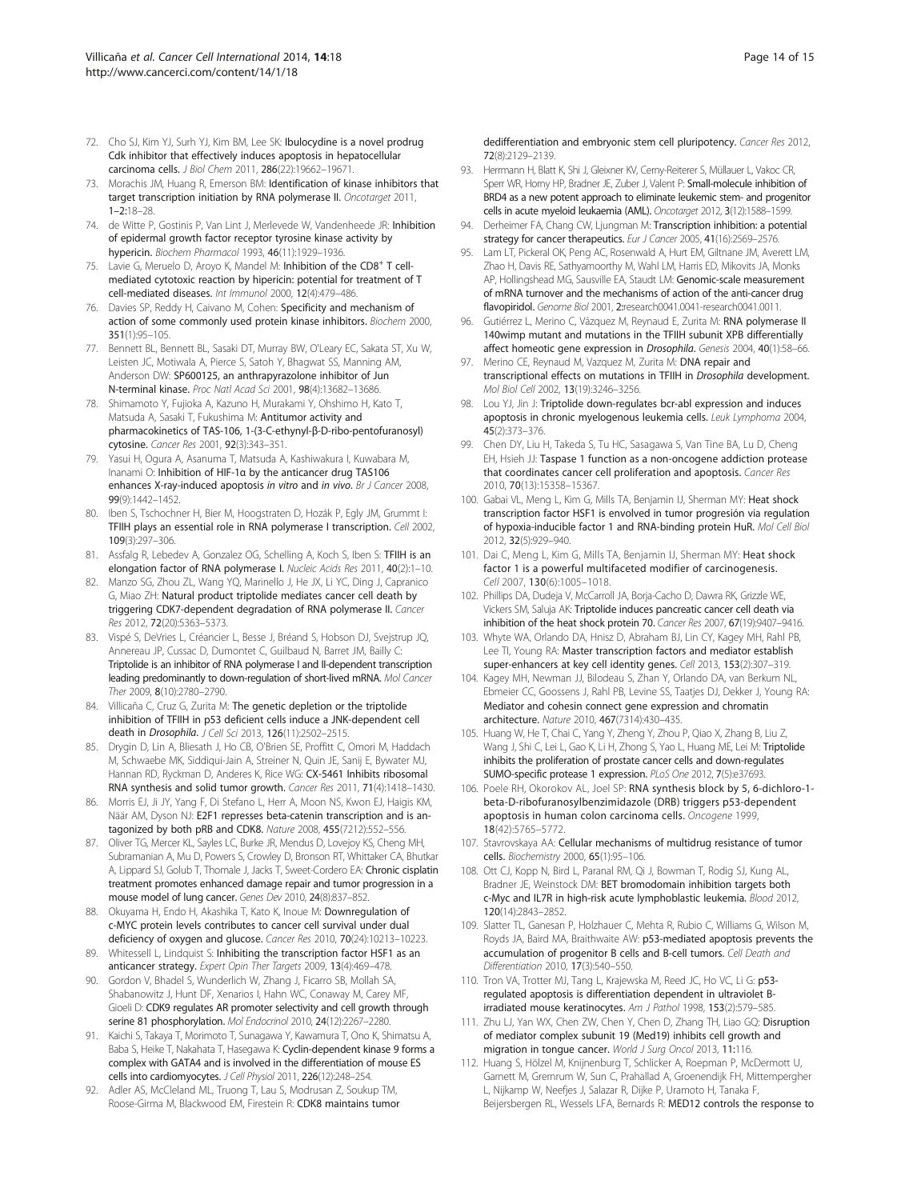72. Cho SJ, Kim YJ, Surh YJ, Kim BM, Lee SK: **Ibulocydine is a novel prodrug Cdk inhibitor that effectively induces apoptosis in hepatocellular carcinoma cells.** *J Biol Chem* 2011, **286**(22):19662–19671.
73. Morachis JM, Huang R, Emerson BM: **Identification of kinase inhibitors that target transcription initiation by RNA polymerase II.** *Oncotarget* 2011, **1–2**:18–28.
74. de Witte P, Gostinis P, Van Lint J, Merlevede W, Vandenheede JR: **Inhibition of epidermal growth factor receptor tyrosine kinase activity by hypericin.** *Biochem Pharmacol* 1993, **46**(11):1929–1936.
75. Lavie G, Meruelo D, Aroyo K, Mandel M: **Inhibition of the CD8+ T cell-mediated cytotoxic reaction by hipericin: potential for treatment of T cell-mediated diseases.** *Int Immunol* 2000, **12**(4):479–486.
76. Davies SP, Reddy H, Caivano M, Cohen: **Specificity and mechanism of action of some commonly used protein kinase inhibitors.** *Biochem* 2000, **351**(1):95–105.
77. Bennett BL, Bennett BL, Sasaki DT, Murray BW, O'Leary EC, Sakata ST, Xu W, Leisten JC, Motiwala A, Pierce S, Satoh Y, Bhagwat SS, Manning AM, Anderson DW: **SP600125, an anthrapyrazolone inhibitor of Jun N-terminal kinase.** *Proc Natl Acad Sci* 2001, **98**(4):13682–13686.
78. Shimamoto Y, Fujioka A, Kazuno H, Murakami Y, Ohshimo H, Kato T, Matsuda A, Sasaki T, Fukushima M: **Antitumor activity and pharmacokinetics of TAS-106, 1-(3-C-ethynyl-β-D-ribo-pentofuranosyl) cytosine.** *Cancer Res* 2001, **92**(3):343–351.
79. Yasui H, Ogura A, Asanuma T, Matsuda A, Kashiwakura I, Kuwabara M, Inanami O: **Inhibition of HIF-1α by the anticancer drug TAS106 enhances X-ray-induced apoptosis *in vitro* and *in vivo*.** *Br J Cancer* 2008, **99**(9):1442–1452.
80. Iben S, Tschochner H, Bier M, Hoogstraten D, Hozák P, Egly JM, Grummt I: **TFIIH plays an essential role in RNA polymerase I transcription.** *Cell* 2002, **109**(3):297–306.
81. Assfalg R, Lebedev A, Gonzalez OG, Schelling A, Koch S, Iben S: **TFIIH is an elongation factor of RNA polymerase I.** *Nucleic Acids Res* 2011, **40**(2):1–10.
82. Manzo SG, Zhou ZL, Wang YQ, Marinello J, He JX, Li YC, Ding J, Capranico G, Miao ZH: **Natural product triptolide mediates cancer cell death by triggering CDK7-dependent degradation of RNA polymerase II.** *Cancer Res* 2012, **72**(20):5363–5373.
83. Vispé S, DeVries L, Créancier L, Besse J, Bréand S, Hobson DJ, Svejstrup JQ, Annereau JP, Cussac D, Dumontet C, Guilbaud N, Barret JM, Bailly C: **Triptolide is an inhibitor of RNA polymerase I and II-dependent transcription leading predominantly to down-regulation of short-lived mRNA.** *Mol Cancer Ther* 2009, **8**(10):2780–2790.
84. Villicaña C, Cruz G, Zurita M: **The genetic depletion or the triptolide inhibition of TFIIH in p53 deficient cells induce a JNK-dependent cell death in *Drosophila*.** *J Cell Sci* 2013, **126**(11):2502–2515.
85. Drygin D, Lin A, Bliesath J, Ho CB, O'Brien SE, Proffitt C, Omori M, Haddach M, Schwaebe MK, Siddiqui-Jain A, Streiner N, Quin JE, Sanij E, Bywater MJ, Hannan RD, Ryckman D, Anderes K, Rice WG: **CX-5461 Inhibits ribosomal RNA synthesis and solid tumor growth.** *Cancer Res* 2011, **71**(4):1418–1430.
86. Morris EJ, Ji JY, Yang F, Di Stefano L, Herr A, Moon NS, Kwon EJ, Haigis KM, Näär AM, Dyson NJ: **E2F1 represses beta-catenin transcription and is antagonized by both pRB and CDK8.** *Nature* 2008, **455**(7212):552–556.
87. Oliver TG, Mercer KL, Sayles LC, Burke JR, Mendus D, Lovejoy KS, Cheng MH, Subramanian A, Mu D, Powers S, Crowley D, Bronson RT, Whittaker CA, Bhutkar A, Lippard SJ, Golub T, Thomale J, Jacks T, Sweet-Cordero EA: **Chronic cisplatin treatment promotes enhanced damage repair and tumor progression in a mouse model of lung cancer.** *Genes Dev* 2010, **24**(8):837–852.
88. Okuyama H, Endo H, Akashika T, Kato K, Inoue M: **Downregulation of c-MYC protein levels contributes to cancer cell survival under dual deficiency of oxygen and glucose.** *Cancer Res* 2010, **70**(24):10213–10223.
89. Whitessell L, Lindquist S: **Inhibiting the transcription factor HSF1 as an anticancer strategy.** *Expert Opin Ther Targets* 2009, **13**(4):469–478.
90. Gordon V, Bhadel S, Wunderlich W, Zhang J, Ficarro SB, Mollah SA, Shabanowitz J, Hunt DF, Xenarios I, Hahn WC, Conaway M, Carey MF, Gioeli D: **CDK9 regulates AR promoter selectivity and cell growth through serine 81 phosphorylation.** *Mol Endocrinol* 2010, **24**(12):2267–2280.
91. Kaichi S, Takaya T, Morimoto T, Sunagawa Y, Kawamura T, Ono K, Shimatsu A, Baba S, Heike T, Nakahata T, Hasegawa K: **Cyclin-dependent kinase 9 forms a complex with GATA4 and is involved in the differentiation of mouse ES cells into cardiomyocytes.** *J Cell Physiol* 2011, **226**(12):248–254.
92. Adler AS, McCleland ML, Truong T, Lau S, Modrusan Z, Soukup TM, Roose-Girma M, Blackwood EM, Firestein R: **CDK8 maintains tumor dedifferentiation and embryonic stem cell pluripotency.** *Cancer Res* 2012, **72**(8):2129–2139.
93. Herrmann H, Blatt K, Shi J, Gleixner KV, Cerny-Reiterer S, Müllauer L, Vakoc CR, Sperr WR, Horny HP, Bradner JE, Zuber J, Valent P: **Small-molecule inhibition of BRD4 as a new potent approach to eliminate leukemic stem- and progenitor cells in acute myeloid leukaemia (AML).** *Oncotarget* 2012, **3**(12):1588–1599.
94. Derheimer FA, Chang CW, Ljungman M: **Transcription inhibition: a potential strategy for cancer therapeutics.** *Eur J Cancer* 2005, **41**(16):2569–2576.
95. Lam LT, Pickeral OK, Peng AC, Rosenwald A, Hurt EM, Giltnane JM, Averett LM, Zhao H, Davis RE, Sathyamoorthy M, Wahl LM, Harris ED, Mikovits JA, Monks AP, Hollingshead MG, Sausville EA, Staudt LM: **Genomic-scale measurement of mRNA turnover and the mechanisms of action of the anti-cancer drug flavopiridol.** *Genome Biol* 2001, **2**:research0041.0041-research0041.0011.
96. Gutiérrez L, Merino C, Vázquez M, Reynaud E, Zurita M: **RNA polymerase II 140wimp mutant and mutations in the TFIIH subunit XPB differentially affect homeotic gene expression in *Drosophila*.** *Genesis* 2004, **40**(1):58–66.
97. Merino CE, Reynaud M, Vazquez M, Zurita M: **DNA repair and transcriptional effects on mutations in TFIIH in *Drosophila* development.** *Mol Biol Cell* 2002, **13**(19):3246–3256.
98. Lou YJ, Jin J: **Triptolide down-regulates bcr-abl expression and induces apoptosis in chronic myelogenous leukemia cells.** *Leuk Lymphoma* 2004, **45**(2):373–376.
99. Chen DY, Liu H, Takeda S, Tu HC, Sasagawa S, Van Tine BA, Lu D, Cheng EH, Hsieh JJ: **Taspase 1 function as a non-oncogene addiction protease that coordinates cancer cell proliferation and apoptosis.** *Cancer Res* 2010, **70**(13):15358–15367.
100. Gabai VL, Meng L, Kim G, Mills TA, Benjamin IJ, Sherman MY: **Heat shock transcription factor HSF1 is envolved in tumor progresión via regulation of hypoxia-inducible factor 1 and RNA-binding protein HuR.** *Mol Cell Biol* 2012, **32**(5):929–940.
101. Dai C, Meng L, Kim G, Mills TA, Benjamin IJ, Sherman MY: **Heat shock factor 1 is a powerful multifaceted modifier of carcinogenesis.** *Cell* 2007, **130**(6):1005–1018.
102. Phillips DA, Dudeja V, McCarroll JA, Borja-Cacho D, Dawra RK, Grizzle WE, Vickers SM, Saluja AK: **Triptolide induces pancreatic cancer cell death via inhibition of the heat shock protein 70.** *Cancer Res* 2007, **67**(19):9407–9416.
103. Whyte WA, Orlando DA, Hnisz D, Abraham BJ, Lin CY, Kagey MH, Rahl PB, Lee TI, Young RA: **Master transcription factors and mediator establish super-enhancers at key cell identity genes.** *Cell* 2013, **153**(2):307–319.
104. Kagey MH, Newman JJ, Bilodeau S, Zhan Y, Orlando DA, van Berkum NL, Ebmeier CC, Goossens J, Rahl PB, Levine SS, Taatjes DJ, Dekker J, Young RA: **Mediator and cohesin connect gene expression and chromatin architecture.** *Nature* 2010, **467**(7314):430–435.
105. Huang W, He T, Chai C, Yang Y, Zheng Y, Zhou P, Qiao X, Zhang B, Liu Z, Wang J, Shi C, Lei L, Gao K, Li H, Zhong S, Yao L, Huang ME, Lei M: **Triptolide inhibits the proliferation of prostate cancer cells and down-regulates SUMO-specific protease 1 expression.** *PLoS One* 2012, **7**(5):e37693.
106. Poele RH, Okorokov AL, Joel SP: **RNA synthesis block by 5, 6-dichloro-1-beta-D-ribofuranosylbenzimidazole (DRB) triggers p53-dependent apoptosis in human colon carcinoma cells.** *Oncogene* 1999, **18**(42):5765–5772.
107. Stavrovskaya AA: **Cellular mechanisms of multidrug resistance of tumor cells.** *Biochemistry* 2000, **65**(1):95–106.
108. Ott CJ, Kopp N, Bird L, Paranal RM, Qi J, Bowman T, Rodig SJ, Kung AL, Bradner JE, Weinstock DM: **BET bromodomain inhibition targets both c-MYC and IL7R in high-risk acute lymphoblastic leukemia.** *Blood* 2012, **120**(14):2843–2852.
109. Slatter TL, Ganesan P, Holzhauer C, Mehta R, Rubio C, Williams G, Wilson M, Royds JA, Baird MA, Braithwaite AW: **p53-mediated apoptosis prevents the accumulation of progenitor B cells and B-cell tumors.** *Cell Death and Differentiation* 2010, **17**(3):540–550.
110. Tron VA, Trotter MJ, Tang L, Krajewska M, Reed JC, Ho VC, Li G: **p53-regulated apoptosis is differentiation dependent in ultraviolet B-irradiated mouse keratinocytes.** *Am J Pathol* 1998, **153**(2):579–585.
111. Zhu LJ, Yan WX, Chen ZW, Chen Y, Chen D, Zhang TH, Liao GQ: **Disruption of mediator complex subunit 19 (Med19) inhibits cell growth and migration in tongue cancer.** *World J Surg Oncol* 2013, **11**:116.
112. Huang S, Hölzel M, Knijnenburg T, Schlicker A, Roepman P, McDermott U, Garnett M, Grernrum W, Sun C, Prahallad A, Groenendijk FH, Mittempergher L, Nijkamp W, Neefjes J, Salazar R, Dijke P, Uramoto H, Tanaka F, Beijersbergen RL, Wessels LFA, Bernards R: **MED12 controls the response to**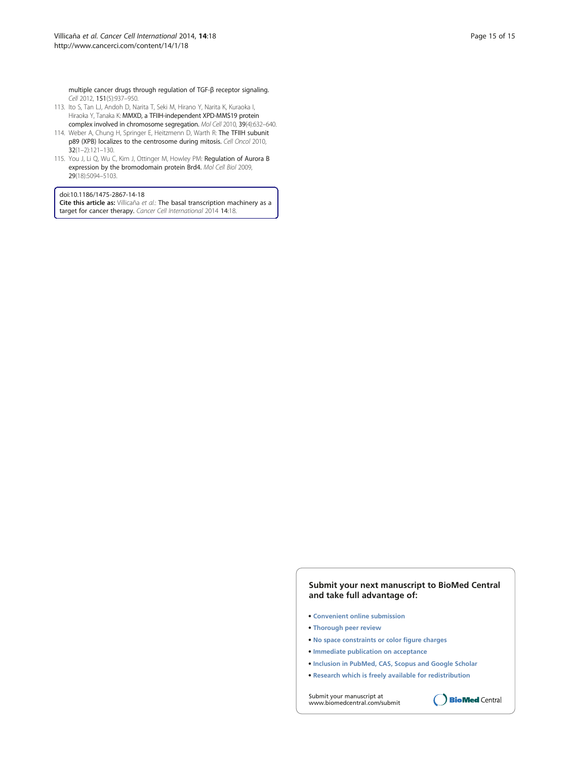multiple cancer drugs through regulation of TGF-β receptor signaling. *Cell* 2012, **151**(5):937–950.

113. Ito S, Tan LJ, Andoh D, Narita T, Seki M, Hirano Y, Narita K, Kuraoka I, Hiraoka Y, Tanaka K: MMXD, a TFIIH-independent XPD-MMS19 protein complex involved in chromosome segregation. *Mol Cell* 2010, **39**(4):632–640.
114. Weber A, Chung H, Springer E, Heitzmenn D, Warth R: The TFIIH subunit p89 (XPB) localizes to the centrosome during mitosis. *Cell Oncol* 2010, **32**(1–2):121–130.
115. You J, Li Q, Wu C, Kim J, Ottinger M, Howley PM: Regulation of Aurora B expression by the bromodomain protein Brd4. *Mol Cell Biol* 2009, **29**(18):5094–5103.

doi:10.1186/1475-2867-14-18
**Cite this article as:** Villicaña *et al.*: The basal transcription machinery as a target for cancer therapy. *Cancer Cell International* 2014 **14**:18.

**Submit your next manuscript to BioMed Central and take full advantage of:**

- **Convenient online submission**
- **Thorough peer review**
- **No space constraints or color figure charges**
- **Immediate publication on acceptance**
- **Inclusion in PubMed, CAS, Scopus and Google Scholar**
- **Research which is freely available for redistribution**

Submit your manuscript at www.biomedcentral.com/submit

BioMed Central